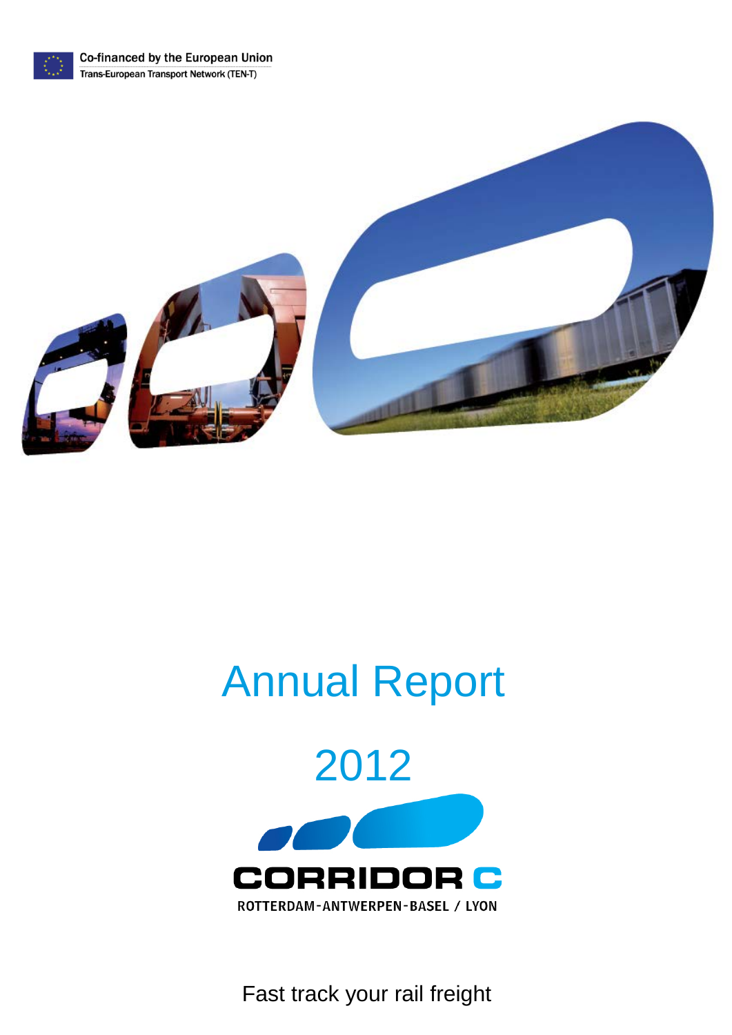Co-financed by the European Union
Trans-European Transport Network (TEN-T)

# Annual Report

# 2012

CORRIDOR C
ROTTERDAM-ANTWERPEN-BASEL / LYON

Fast track your rail freight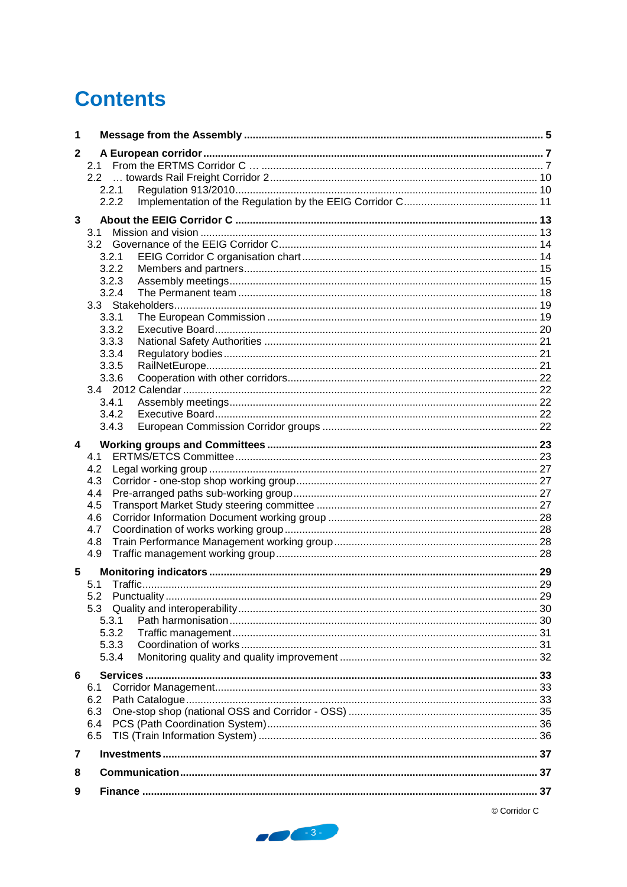# Contents

**1 Message from the Assembly ........................................................................................ 5**

**2 A European corridor ...................................................................................................... 7**

2.1 From the ERTMS Corridor C … ........................................................................................ 7

2.2 … towards Rail Freight Corridor 2 .................................................................................. 10

2.2.1 Regulation 913/2010 ....................................................................................................... 10

2.2.2 Implementation of the Regulation by the EEIG Corridor C ............................................. 11

**3 About the EEIG Corridor C ......................................................................................... 13**

3.1 Mission and vision ........................................................................................................... 13

3.2 Governance of the EEIG Corridor C ................................................................................ 14

3.2.1 EEIG Corridor C organisation chart ................................................................................ 14

3.2.2 Members and partners ..................................................................................................... 15

3.2.3 Assembly meetings .......................................................................................................... 15

3.2.4 The Permanent team ....................................................................................................... 18

3.3 Stakeholders .................................................................................................................... 19

3.3.1 The European Commission ............................................................................................. 19

3.3.2 Executive Board ............................................................................................................... 20

3.3.3 National Safety Authorities .............................................................................................. 21

3.3.4 Regulatory bodies ............................................................................................................ 21

3.3.5 RailNetEurope .................................................................................................................. 21

3.3.6 Cooperation with other corridors ..................................................................................... 22

3.4 2012 Calendar .................................................................................................................. 22

3.4.1 Assembly meetings .......................................................................................................... 22

3.4.2 Executive Board ............................................................................................................... 22

3.4.3 European Commission Corridor groups .......................................................................... 22

**4 Working groups and Committees ............................................................................. 23**

4.1 ERTMS/ETCS Committee ................................................................................................ 23

4.2 Legal working group ......................................................................................................... 27

4.3 Corridor - one-stop shop working group .......................................................................... 27

4.4 Pre-arranged paths sub-working group ............................................................................ 27

4.5 Transport Market Study steering committee ................................................................... 27

4.6 Corridor Information Document working group ............................................................... 28

4.7 Coordination of works working group .............................................................................. 28

4.8 Train Performance Management working group .............................................................. 28

4.9 Traffic management working group .................................................................................. 28

**5 Monitoring indicators ................................................................................................. 29**

5.1 Traffic ................................................................................................................................ 29

5.2 Punctuality ........................................................................................................................ 29

5.3 Quality and interoperability ............................................................................................... 30

5.3.1 Path harmonisation .......................................................................................................... 30

5.3.2 Traffic management .......................................................................................................... 31

5.3.3 Coordination of works ...................................................................................................... 31

5.3.4 Monitoring quality and quality improvement .................................................................... 32

**6 Services ...................................................................................................................... 33**

6.1 Corridor Management ....................................................................................................... 33

6.2 Path Catalogue ................................................................................................................. 33

6.3 One-stop shop (national OSS and Corridor - OSS) ......................................................... 35

6.4 PCS (Path Coordination System) ..................................................................................... 36

6.5 TIS (Train Information System) ........................................................................................ 36

**7 Investments ................................................................................................................ 37**

**8 Communication .......................................................................................................... 37**

**9 Finance ....................................................................................................................... 37**

© Corridor C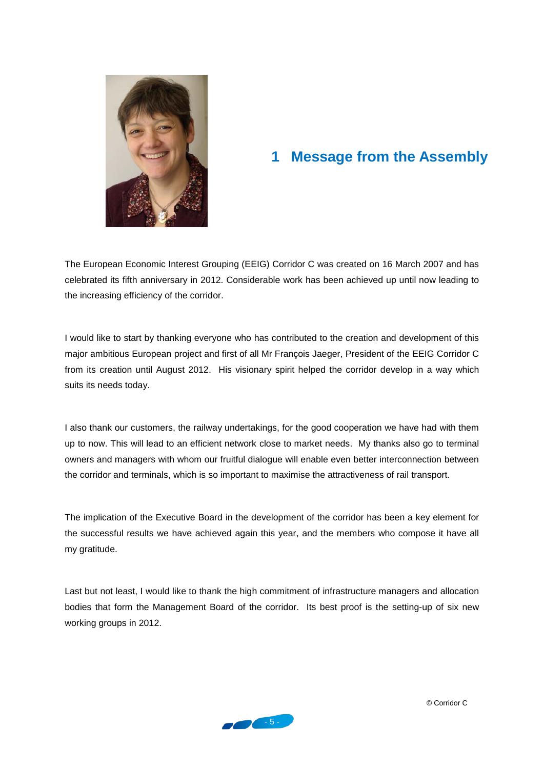# 1 Message from the Assembly

The European Economic Interest Grouping (EEIG) Corridor C was created on 16 March 2007 and has celebrated its fifth anniversary in 2012. Considerable work has been achieved up until now leading to the increasing efficiency of the corridor.

I would like to start by thanking everyone who has contributed to the creation and development of this major ambitious European project and first of all Mr François Jaeger, President of the EEIG Corridor C from its creation until August 2012. His visionary spirit helped the corridor develop in a way which suits its needs today.

I also thank our customers, the railway undertakings, for the good cooperation we have had with them up to now. This will lead to an efficient network close to market needs. My thanks also go to terminal owners and managers with whom our fruitful dialogue will enable even better interconnection between the corridor and terminals, which is so important to maximise the attractiveness of rail transport.

The implication of the Executive Board in the development of the corridor has been a key element for the successful results we have achieved again this year, and the members who compose it have all my gratitude.

Last but not least, I would like to thank the high commitment of infrastructure managers and allocation bodies that form the Management Board of the corridor. Its best proof is the setting-up of six new working groups in 2012.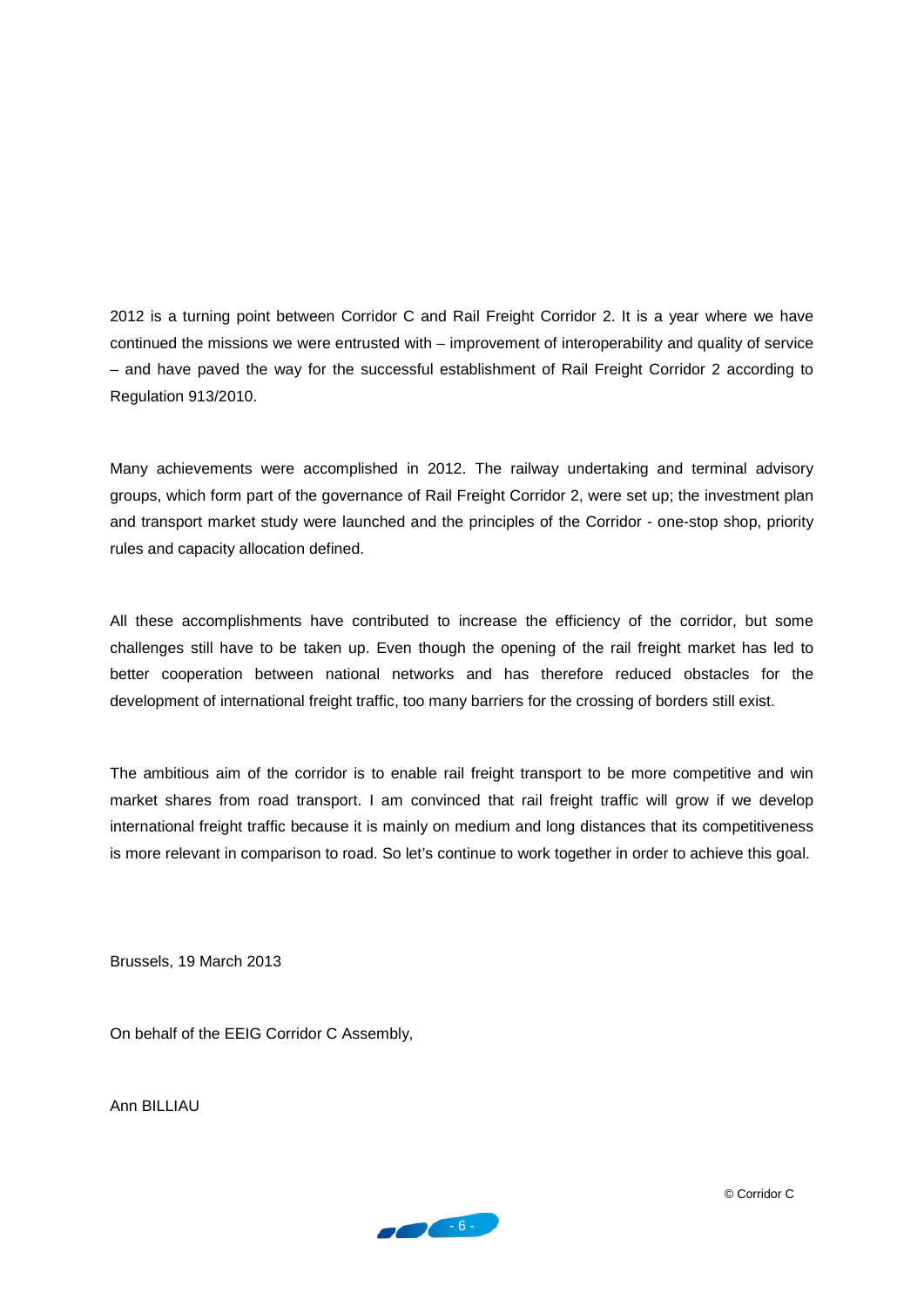2012 is a turning point between Corridor C and Rail Freight Corridor 2. It is a year where we have continued the missions we were entrusted with – improvement of interoperability and quality of service – and have paved the way for the successful establishment of Rail Freight Corridor 2 according to Regulation 913/2010.

Many achievements were accomplished in 2012. The railway undertaking and terminal advisory groups, which form part of the governance of Rail Freight Corridor 2, were set up; the investment plan and transport market study were launched and the principles of the Corridor - one-stop shop, priority rules and capacity allocation defined.

All these accomplishments have contributed to increase the efficiency of the corridor, but some challenges still have to be taken up. Even though the opening of the rail freight market has led to better cooperation between national networks and has therefore reduced obstacles for the development of international freight traffic, too many barriers for the crossing of borders still exist.

The ambitious aim of the corridor is to enable rail freight transport to be more competitive and win market shares from road transport. I am convinced that rail freight traffic will grow if we develop international freight traffic because it is mainly on medium and long distances that its competitiveness is more relevant in comparison to road. So let's continue to work together in order to achieve this goal.

Brussels, 19 March 2013

On behalf of the EEIG Corridor C Assembly,

Ann BILLIAU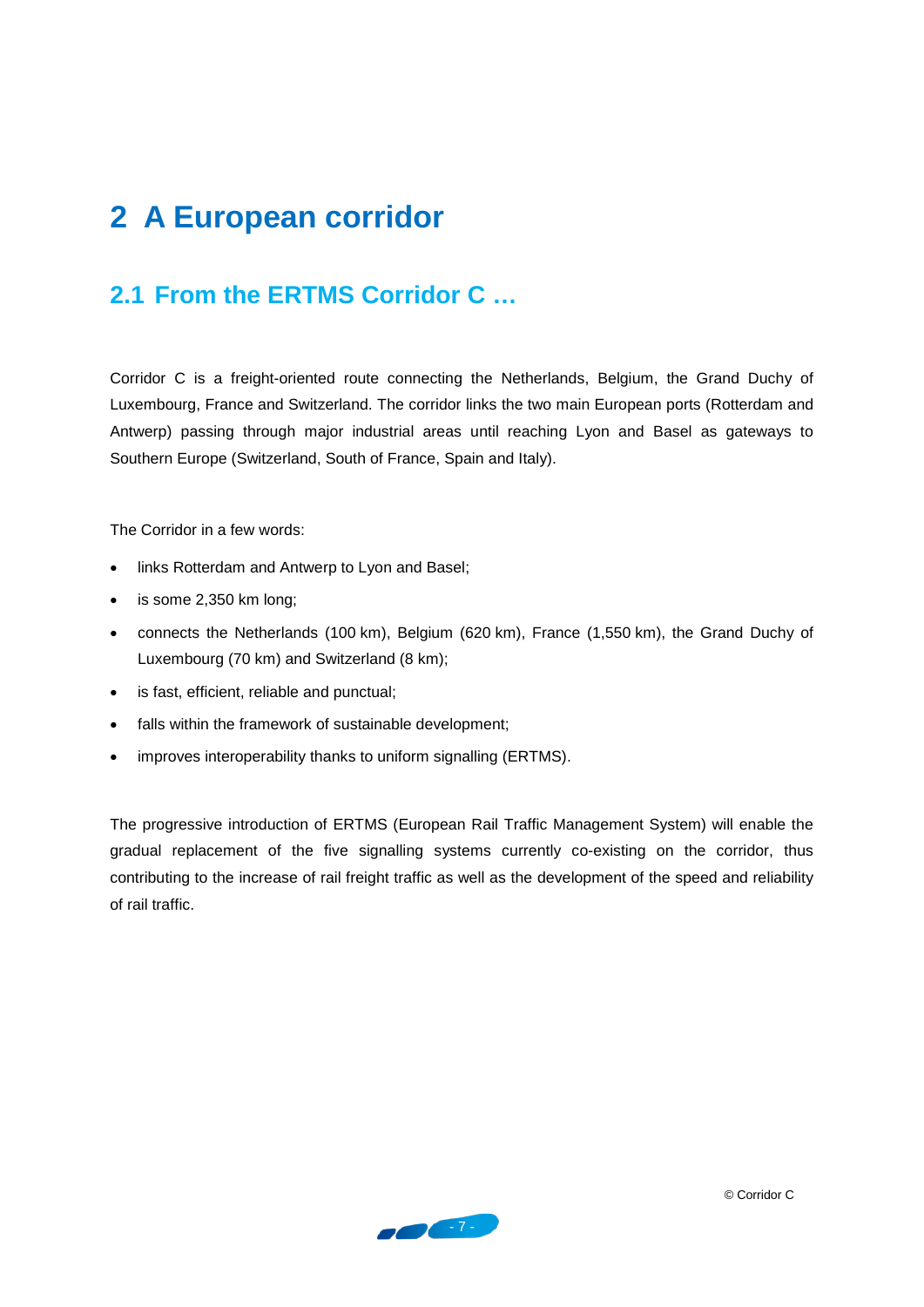# 2 A European corridor

## 2.1 From the ERTMS Corridor C …

Corridor C is a freight-oriented route connecting the Netherlands, Belgium, the Grand Duchy of Luxembourg, France and Switzerland. The corridor links the two main European ports (Rotterdam and Antwerp) passing through major industrial areas until reaching Lyon and Basel as gateways to Southern Europe (Switzerland, South of France, Spain and Italy).

The Corridor in a few words:

- links Rotterdam and Antwerp to Lyon and Basel;
- is some 2,350 km long;
- connects the Netherlands (100 km), Belgium (620 km), France (1,550 km), the Grand Duchy of Luxembourg (70 km) and Switzerland (8 km);
- is fast, efficient, reliable and punctual;
- falls within the framework of sustainable development;
- improves interoperability thanks to uniform signalling (ERTMS).

The progressive introduction of ERTMS (European Rail Traffic Management System) will enable the gradual replacement of the five signalling systems currently co-existing on the corridor, thus contributing to the increase of rail freight traffic as well as the development of the speed and reliability of rail traffic.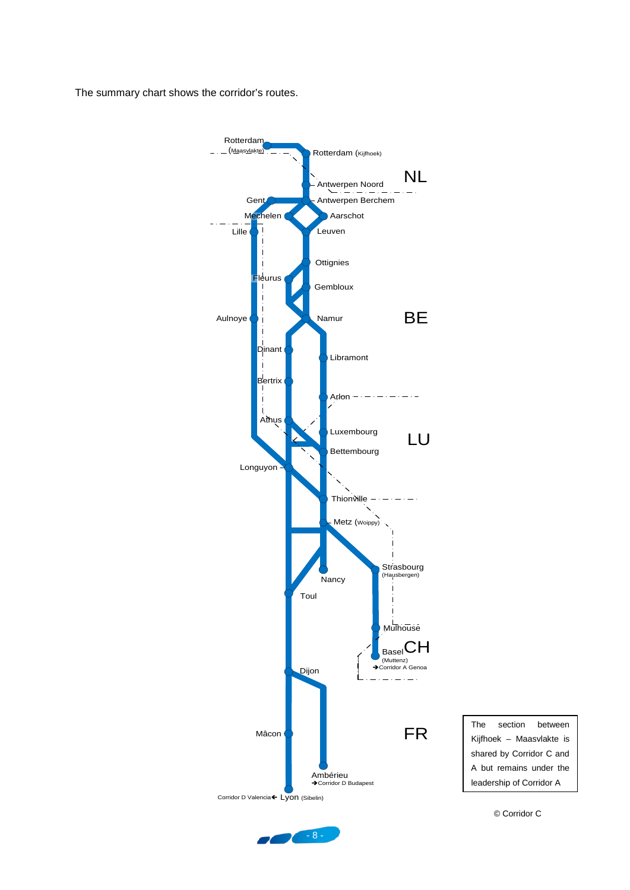The summary chart shows the corridor's routes.

Rotterdam (Maasvlakte)

Rotterdam (Kijfhoek)

Antwerpen Noord

NL

Gent

Antwerpen Berchem

Mechelen

Aarschot

Lille

Leuven

Ottignies

Fleurus

Gembloux

Aulnoye

Namur

BE

Dinant

Libramont

Bertrix

Arlon

Athus

Luxembourg

LU

Bettembourg

Longuyon

Thionville

Metz (Woippy)

Strasbourg (Hausbergen)

Nancy

Toul

Mulhouse

Basel (Muttenz)

CH

→Corridor A Genoa

Dijon

Mâcon

FR

Ambérieu

→Corridor D Budapest

Corridor D Valencia← Lyon (Sibelin)

The section between Kijfhoek – Maasvlakte is shared by Corridor C and A but remains under the leadership of Corridor A

© Corridor C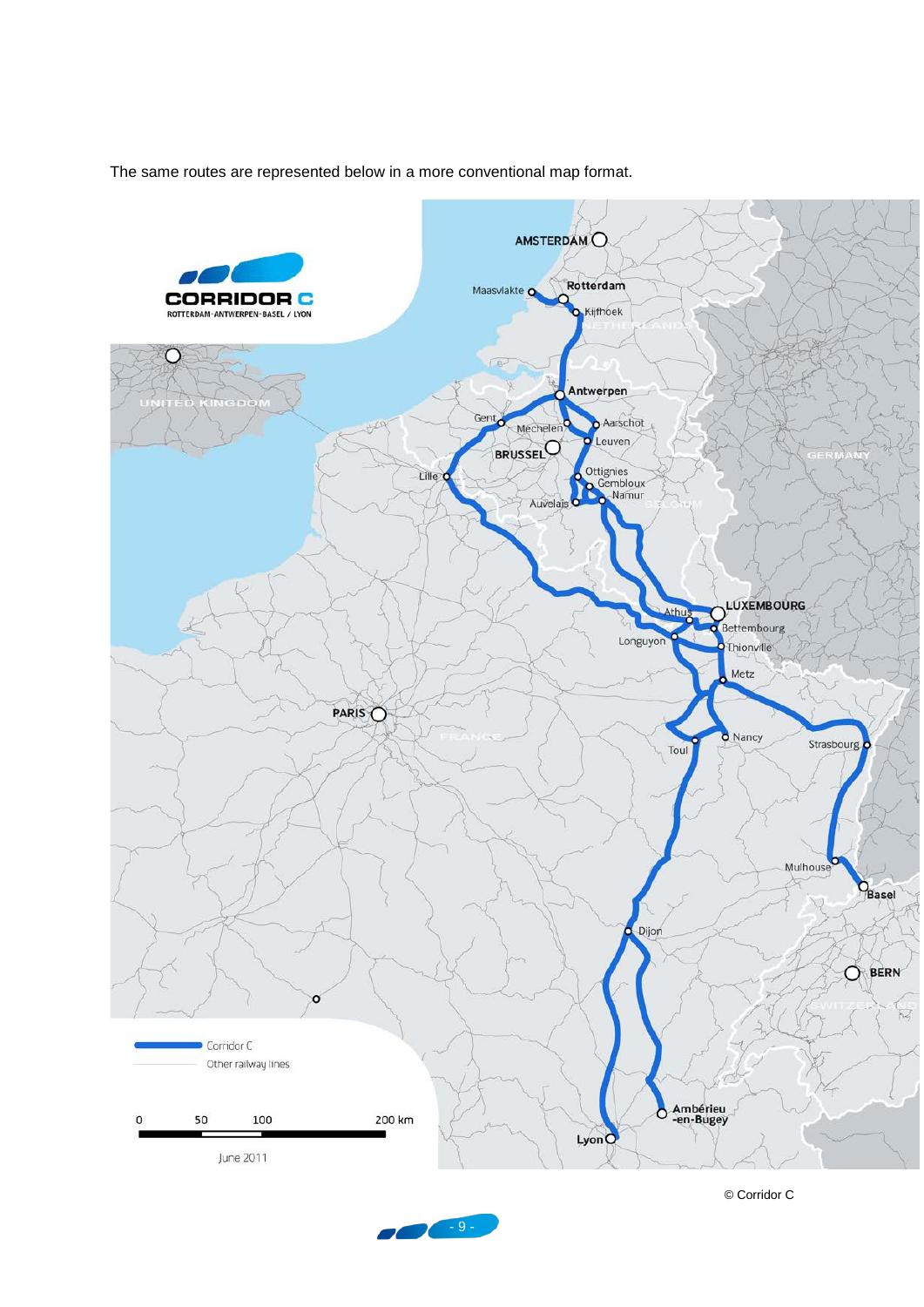The same routes are represented below in a more conventional map format.

© Corridor C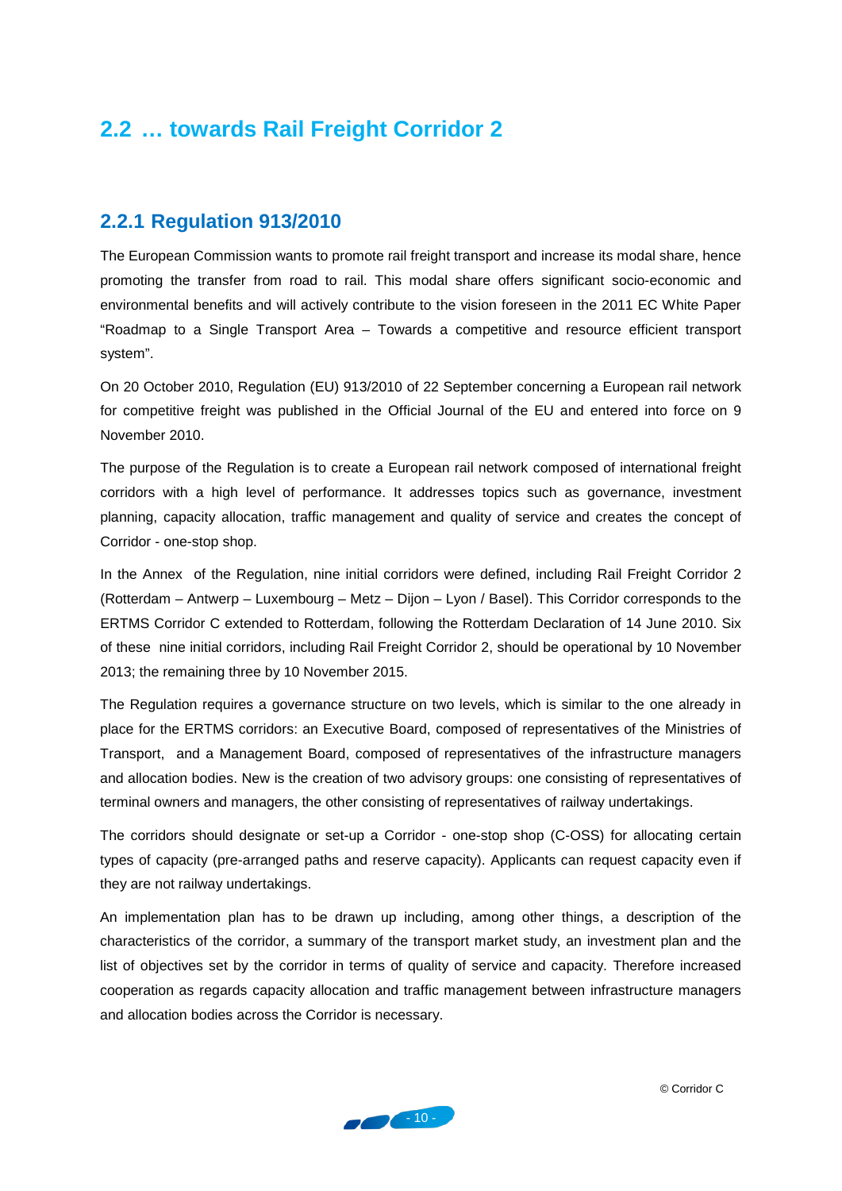## 2.2 … towards Rail Freight Corridor 2

### 2.2.1 Regulation 913/2010

The European Commission wants to promote rail freight transport and increase its modal share, hence promoting the transfer from road to rail. This modal share offers significant socio-economic and environmental benefits and will actively contribute to the vision foreseen in the 2011 EC White Paper "Roadmap to a Single Transport Area – Towards a competitive and resource efficient transport system".

On 20 October 2010, Regulation (EU) 913/2010 of 22 September concerning a European rail network for competitive freight was published in the Official Journal of the EU and entered into force on 9 November 2010.

The purpose of the Regulation is to create a European rail network composed of international freight corridors with a high level of performance. It addresses topics such as governance, investment planning, capacity allocation, traffic management and quality of service and creates the concept of Corridor - one-stop shop.

In the Annex of the Regulation, nine initial corridors were defined, including Rail Freight Corridor 2 (Rotterdam – Antwerp – Luxembourg – Metz – Dijon – Lyon / Basel). This Corridor corresponds to the ERTMS Corridor C extended to Rotterdam, following the Rotterdam Declaration of 14 June 2010. Six of these nine initial corridors, including Rail Freight Corridor 2, should be operational by 10 November 2013; the remaining three by 10 November 2015.

The Regulation requires a governance structure on two levels, which is similar to the one already in place for the ERTMS corridors: an Executive Board, composed of representatives of the Ministries of Transport, and a Management Board, composed of representatives of the infrastructure managers and allocation bodies. New is the creation of two advisory groups: one consisting of representatives of terminal owners and managers, the other consisting of representatives of railway undertakings.

The corridors should designate or set-up a Corridor - one-stop shop (C-OSS) for allocating certain types of capacity (pre-arranged paths and reserve capacity). Applicants can request capacity even if they are not railway undertakings.

An implementation plan has to be drawn up including, among other things, a description of the characteristics of the corridor, a summary of the transport market study, an investment plan and the list of objectives set by the corridor in terms of quality of service and capacity. Therefore increased cooperation as regards capacity allocation and traffic management between infrastructure managers and allocation bodies across the Corridor is necessary.

© Corridor C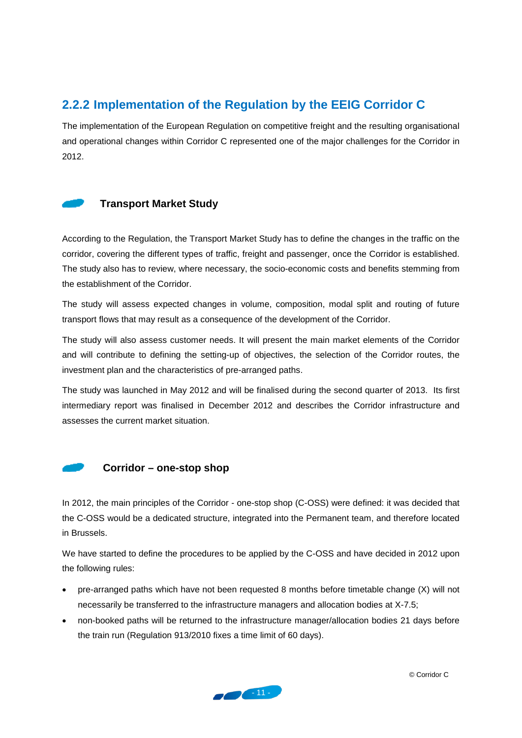## 2.2.2 Implementation of the Regulation by the EEIG Corridor C

The implementation of the European Regulation on competitive freight and the resulting organisational and operational changes within Corridor C represented one of the major challenges for the Corridor in 2012.

### Transport Market Study

According to the Regulation, the Transport Market Study has to define the changes in the traffic on the corridor, covering the different types of traffic, freight and passenger, once the Corridor is established. The study also has to review, where necessary, the socio-economic costs and benefits stemming from the establishment of the Corridor.

The study will assess expected changes in volume, composition, modal split and routing of future transport flows that may result as a consequence of the development of the Corridor.

The study will also assess customer needs. It will present the main market elements of the Corridor and will contribute to defining the setting-up of objectives, the selection of the Corridor routes, the investment plan and the characteristics of pre-arranged paths.

The study was launched in May 2012 and will be finalised during the second quarter of 2013. Its first intermediary report was finalised in December 2012 and describes the Corridor infrastructure and assesses the current market situation.

### Corridor – one-stop shop

In 2012, the main principles of the Corridor - one-stop shop (C-OSS) were defined: it was decided that the C-OSS would be a dedicated structure, integrated into the Permanent team, and therefore located in Brussels.

We have started to define the procedures to be applied by the C-OSS and have decided in 2012 upon the following rules:

- pre-arranged paths which have not been requested 8 months before timetable change (X) will not necessarily be transferred to the infrastructure managers and allocation bodies at X-7.5;
- non-booked paths will be returned to the infrastructure manager/allocation bodies 21 days before the train run (Regulation 913/2010 fixes a time limit of 60 days).

© Corridor C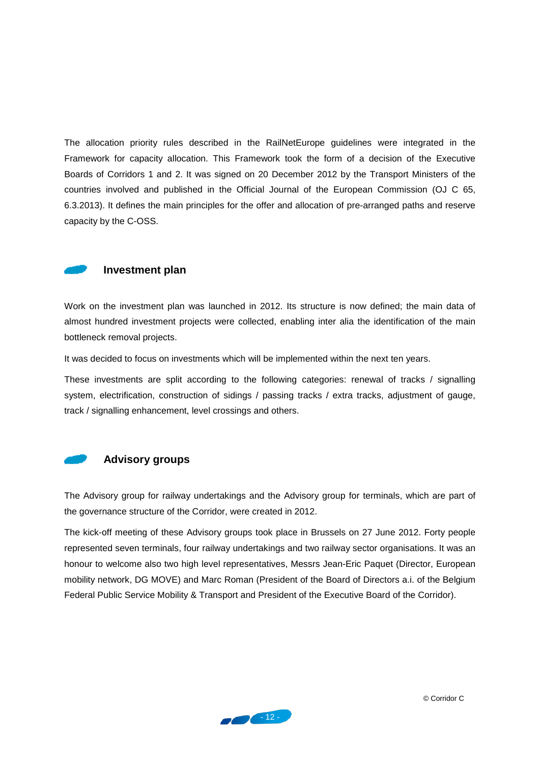The allocation priority rules described in the RailNetEurope guidelines were integrated in the Framework for capacity allocation. This Framework took the form of a decision of the Executive Boards of Corridors 1 and 2. It was signed on 20 December 2012 by the Transport Ministers of the countries involved and published in the Official Journal of the European Commission (OJ C 65, 6.3.2013). It defines the main principles for the offer and allocation of pre-arranged paths and reserve capacity by the C-OSS.

## Investment plan

Work on the investment plan was launched in 2012. Its structure is now defined; the main data of almost hundred investment projects were collected, enabling inter alia the identification of the main bottleneck removal projects.

It was decided to focus on investments which will be implemented within the next ten years.

These investments are split according to the following categories: renewal of tracks / signalling system, electrification, construction of sidings / passing tracks / extra tracks, adjustment of gauge, track / signalling enhancement, level crossings and others.

## Advisory groups

The Advisory group for railway undertakings and the Advisory group for terminals, which are part of the governance structure of the Corridor, were created in 2012.

The kick-off meeting of these Advisory groups took place in Brussels on 27 June 2012. Forty people represented seven terminals, four railway undertakings and two railway sector organisations. It was an honour to welcome also two high level representatives, Messrs Jean-Eric Paquet (Director, European mobility network, DG MOVE) and Marc Roman (President of the Board of Directors a.i. of the Belgium Federal Public Service Mobility & Transport and President of the Executive Board of the Corridor).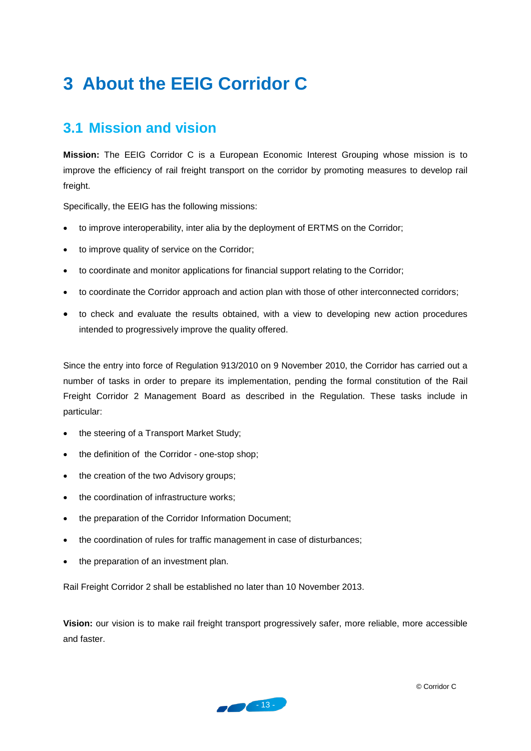# 3 About the EEIG Corridor C

## 3.1 Mission and vision

**Mission:** The EEIG Corridor C is a European Economic Interest Grouping whose mission is to improve the efficiency of rail freight transport on the corridor by promoting measures to develop rail freight.

Specifically, the EEIG has the following missions:

- to improve interoperability, inter alia by the deployment of ERTMS on the Corridor;
- to improve quality of service on the Corridor;
- to coordinate and monitor applications for financial support relating to the Corridor;
- to coordinate the Corridor approach and action plan with those of other interconnected corridors;
- to check and evaluate the results obtained, with a view to developing new action procedures intended to progressively improve the quality offered.

Since the entry into force of Regulation 913/2010 on 9 November 2010, the Corridor has carried out a number of tasks in order to prepare its implementation, pending the formal constitution of the Rail Freight Corridor 2 Management Board as described in the Regulation. These tasks include in particular:

- the steering of a Transport Market Study;
- the definition of the Corridor - one-stop shop;
- the creation of the two Advisory groups;
- the coordination of infrastructure works;
- the preparation of the Corridor Information Document;
- the coordination of rules for traffic management in case of disturbances;
- the preparation of an investment plan.

Rail Freight Corridor 2 shall be established no later than 10 November 2013.

**Vision:** our vision is to make rail freight transport progressively safer, more reliable, more accessible and faster.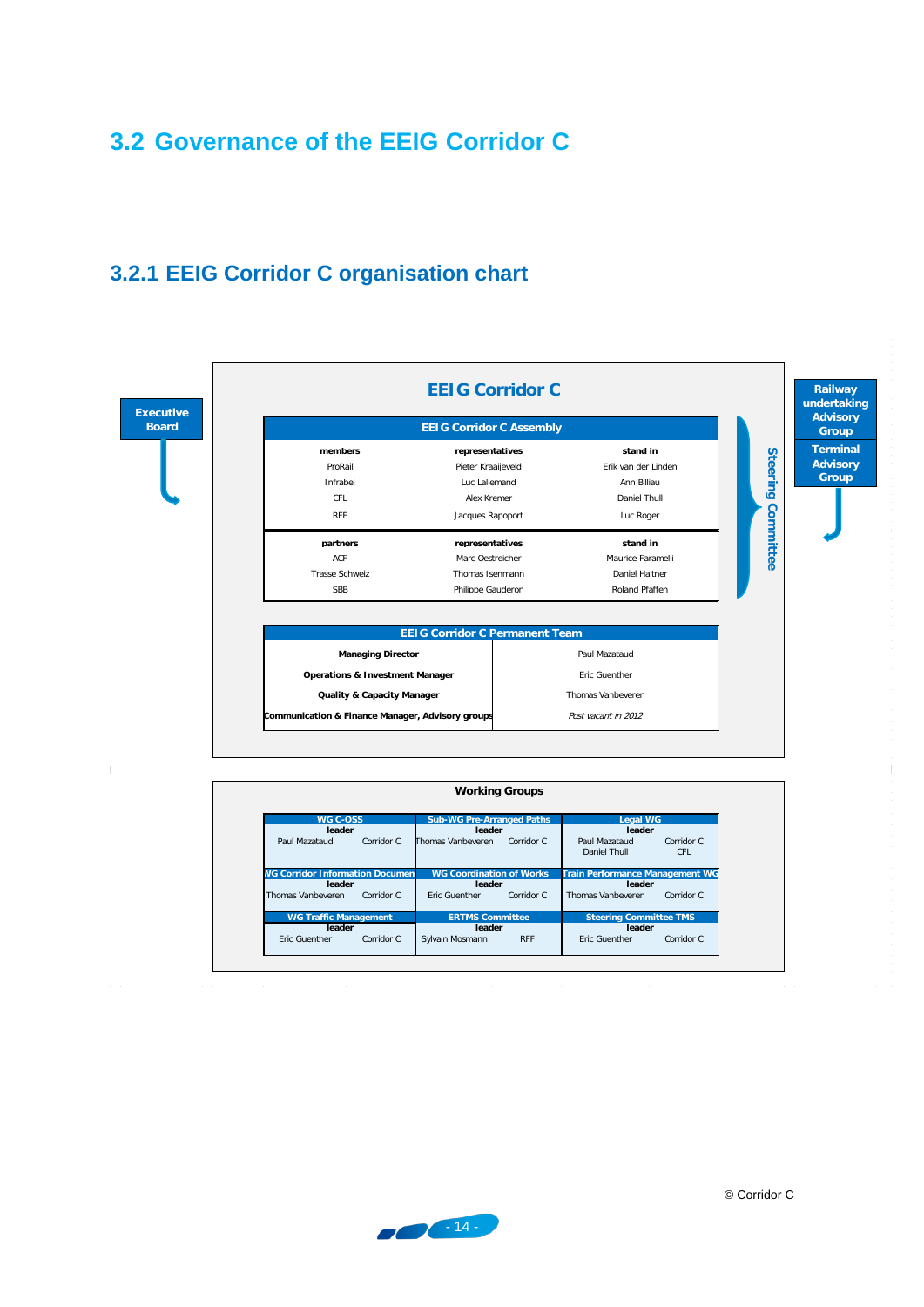## 3.2 Governance of the EEIG Corridor C

### 3.2.1 EEIG Corridor C organisation chart

Executive Board

Railway undertaking Advisory Group

Terminal Advisory Group

Steering Committee

**EEIG Corridor C**

**EEIG Corridor C Assembly**

| members | representatives | stand in |
|---|---|---|
| ProRail | Pieter Kraaijeveld | Erik van der Linden |
| Infrabel | Luc Lallemand | Ann Billiau |
| CFL | Alex Kremer | Daniel Thull |
| RFF | Jacques Rapoport | Luc Roger |

| partners | representatives | stand in |
|---|---|---|
| ACF | Marc Oestreicher | Maurice Faramelli |
| Trasse Schweiz | Thomas Isenmann | Daniel Haltner |
| SBB | Philippe Gauderon | Roland Pfaffen |

**EEIG Corridor C Permanent Team**

| | |
|---|---|
| **Managing Director** | Paul Mazataud |
| **Operations & Investment Manager** | Eric Guenther |
| **Quality & Capacity Manager** | Thomas Vanbeveren |
| **Communication & Finance Manager, Advisory groups** | *Post vacant in 2012* |

**Working Groups**

| Working group | leader | |
|---|---|---|
| WG C-OSS | Paul Mazataud | Corridor C |
| Sub-WG Pre-Arranged Paths | Thomas Vanbeveren | Corridor C |
| Legal WG | Paul Mazataud<br>Daniel Thull | Corridor C<br>CFL |
| WG Corridor Information Documen | Thomas Vanbeveren | Corridor C |
| WG Coordination of Works | Eric Guenther | Corridor C |
| Train Performance Management WG | Thomas Vanbeveren | Corridor C |
| WG Traffic Management | Eric Guenther | Corridor C |
| ERTMS Committee | Sylvain Mosmann | RFF |
| Steering Committee TMS | Eric Guenther | Corridor C |

© Corridor C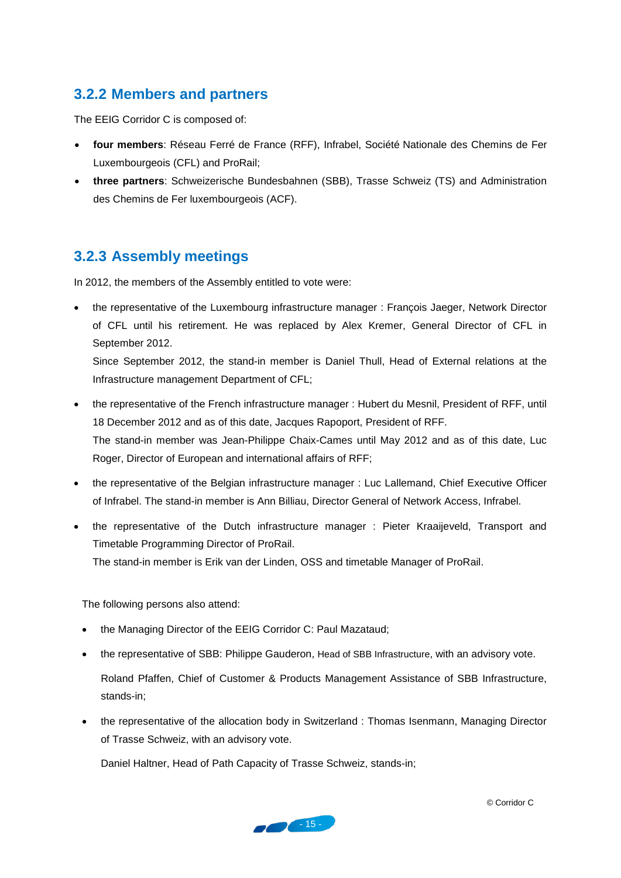### 3.2.2 Members and partners

The EEIG Corridor C is composed of:

- **four members**: Réseau Ferré de France (RFF), Infrabel, Société Nationale des Chemins de Fer Luxembourgeois (CFL) and ProRail;
- **three partners**: Schweizerische Bundesbahnen (SBB), Trasse Schweiz (TS) and Administration des Chemins de Fer luxembourgeois (ACF).

### 3.2.3 Assembly meetings

In 2012, the members of the Assembly entitled to vote were:

- the representative of the Luxembourg infrastructure manager : François Jaeger, Network Director of CFL until his retirement. He was replaced by Alex Kremer, General Director of CFL in September 2012.
  Since September 2012, the stand-in member is Daniel Thull, Head of External relations at the Infrastructure management Department of CFL;
- the representative of the French infrastructure manager : Hubert du Mesnil, President of RFF, until 18 December 2012 and as of this date, Jacques Rapoport, President of RFF.
  The stand-in member was Jean-Philippe Chaix-Cames until May 2012 and as of this date, Luc Roger, Director of European and international affairs of RFF;
- the representative of the Belgian infrastructure manager : Luc Lallemand, Chief Executive Officer of Infrabel. The stand-in member is Ann Billiau, Director General of Network Access, Infrabel.
- the representative of the Dutch infrastructure manager : Pieter Kraaijeveld, Transport and Timetable Programming Director of ProRail.
  The stand-in member is Erik van der Linden, OSS and timetable Manager of ProRail.

The following persons also attend:

- the Managing Director of the EEIG Corridor C: Paul Mazataud;
- the representative of SBB: Philippe Gauderon, Head of SBB Infrastructure, with an advisory vote.

  Roland Pfaffen, Chief of Customer & Products Management Assistance of SBB Infrastructure, stands-in;
- the representative of the allocation body in Switzerland : Thomas Isenmann, Managing Director of Trasse Schweiz, with an advisory vote.

  Daniel Haltner, Head of Path Capacity of Trasse Schweiz, stands-in;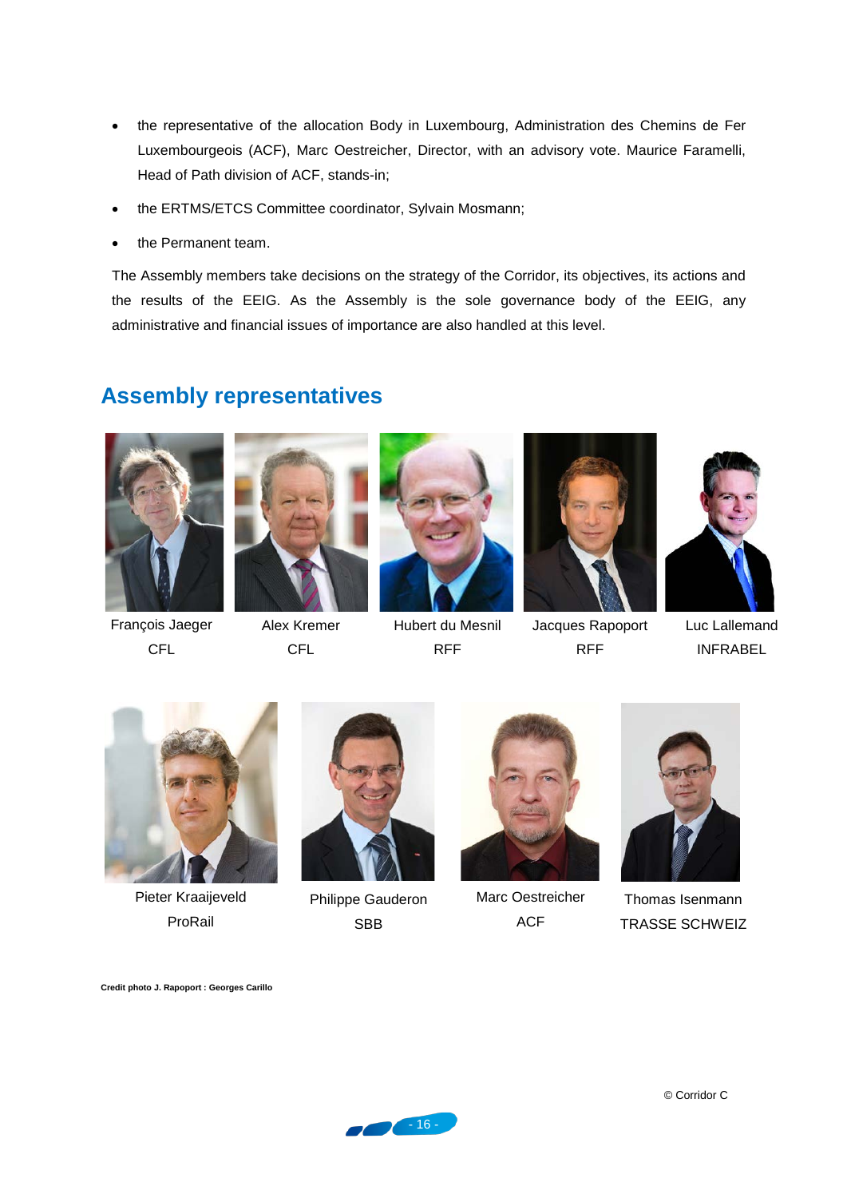- the representative of the allocation Body in Luxembourg, Administration des Chemins de Fer Luxembourgeois (ACF), Marc Oestreicher, Director, with an advisory vote. Maurice Faramelli, Head of Path division of ACF, stands-in;
- the ERTMS/ETCS Committee coordinator, Sylvain Mosmann;
- the Permanent team.

The Assembly members take decisions on the strategy of the Corridor, its objectives, its actions and the results of the EEIG. As the Assembly is the sole governance body of the EEIG, any administrative and financial issues of importance are also handled at this level.

## Assembly representatives

François Jaeger
CFL

Alex Kremer
CFL

Hubert du Mesnil
RFF

Jacques Rapoport
RFF

Luc Lallemand
INFRABEL

Pieter Kraaijeveld
ProRail

Philippe Gauderon
SBB

Marc Oestreicher
ACF

Thomas Isenmann
TRASSE SCHWEIZ

**Credit photo J. Rapoport : Georges Carillo**

© Corridor C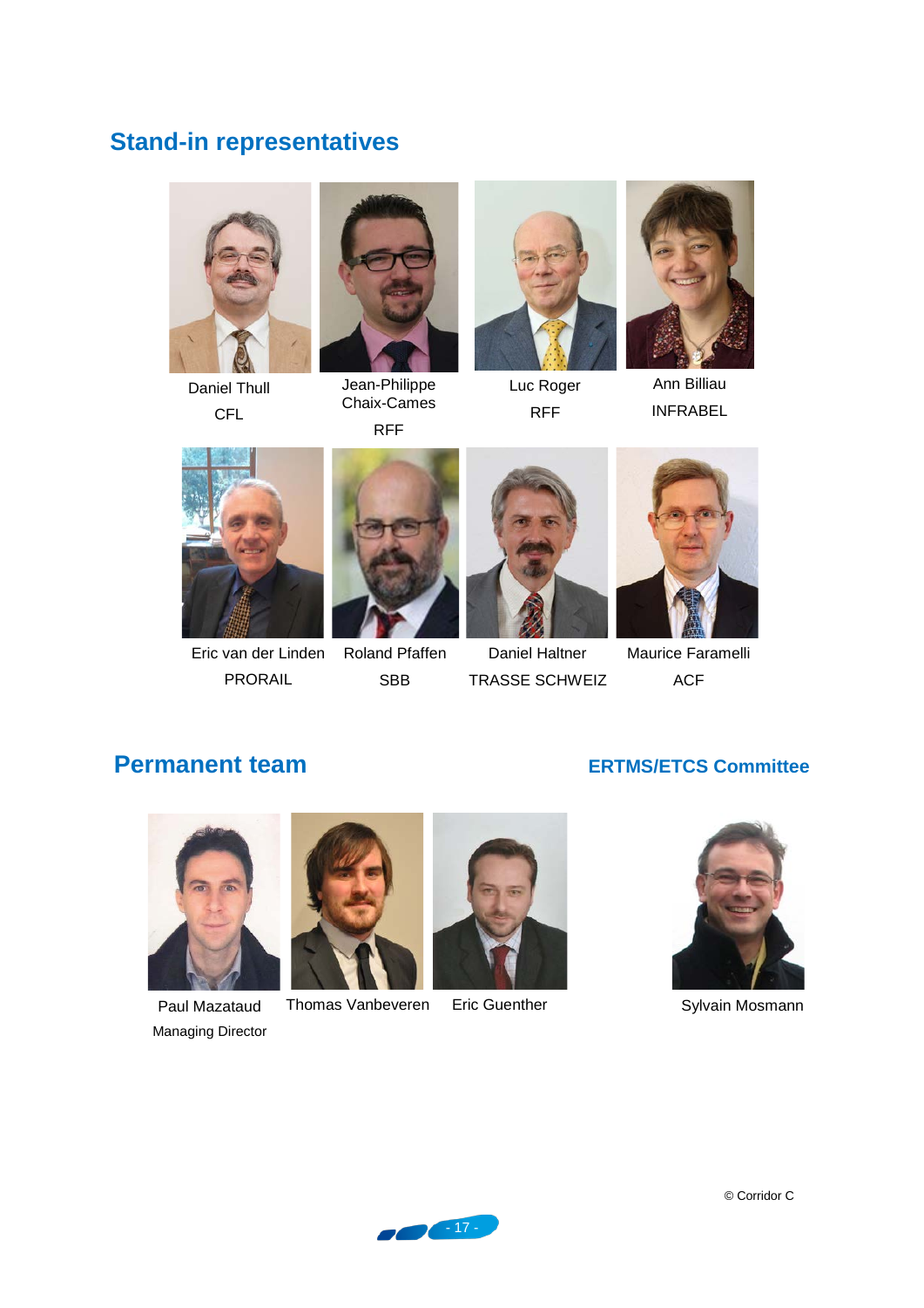## Stand-in representatives

Daniel Thull
CFL

Jean-Philippe Chaix-Cames
RFF

Luc Roger
RFF

Ann Billiau
INFRABEL

Eric van der Linden
PRORAIL

Roland Pfaffen
SBB

Daniel Haltner
TRASSE SCHWEIZ

Maurice Faramelli
ACF

## Permanent team

Paul Mazataud
Managing Director

Thomas Vanbeveren

Eric Guenther

### ERTMS/ETCS Committee

Sylvain Mosmann

© Corridor C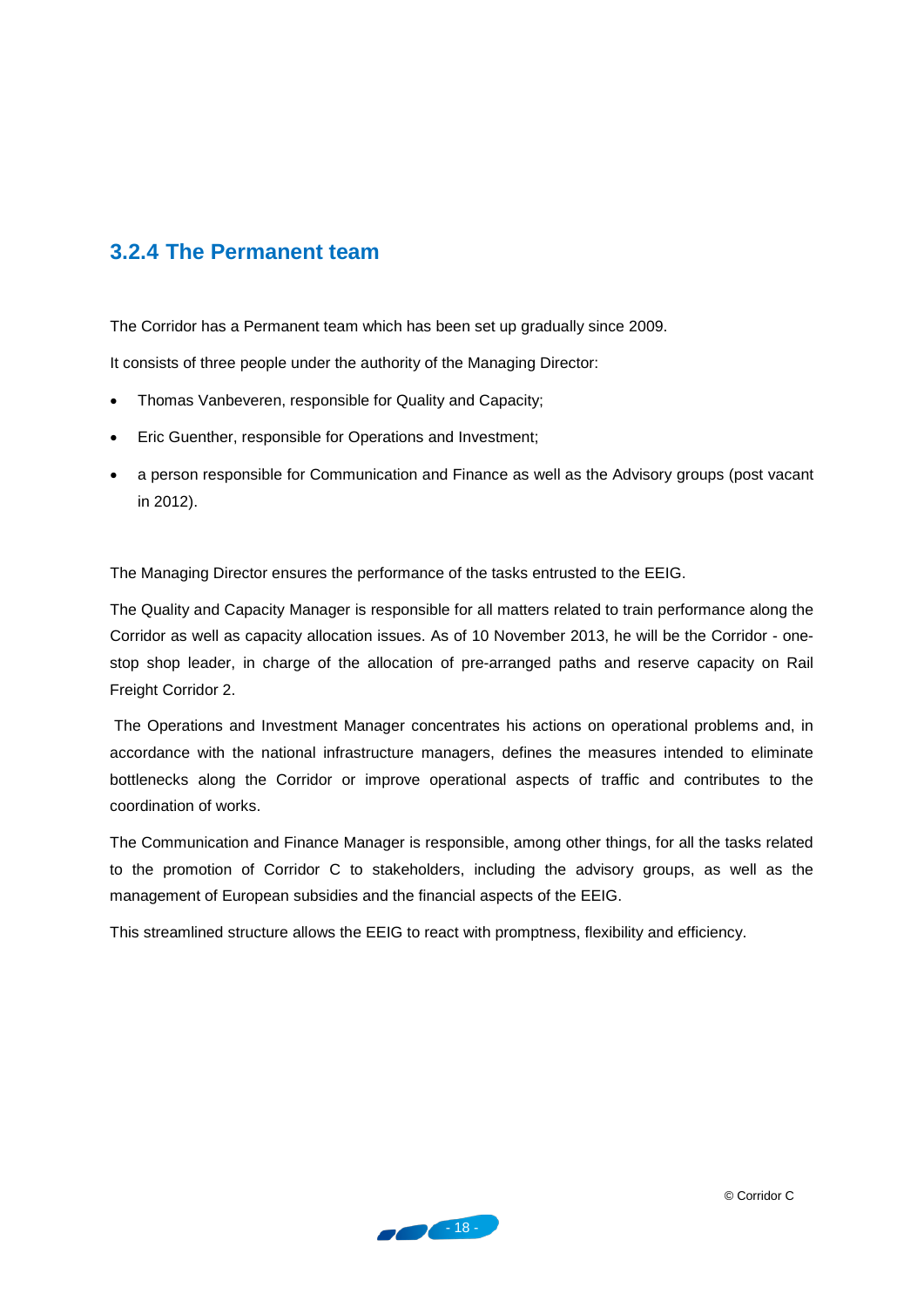### 3.2.4 The Permanent team

The Corridor has a Permanent team which has been set up gradually since 2009.

It consists of three people under the authority of the Managing Director:

- Thomas Vanbeveren, responsible for Quality and Capacity;
- Eric Guenther, responsible for Operations and Investment;
- a person responsible for Communication and Finance as well as the Advisory groups (post vacant in 2012).

The Managing Director ensures the performance of the tasks entrusted to the EEIG.

The Quality and Capacity Manager is responsible for all matters related to train performance along the Corridor as well as capacity allocation issues. As of 10 November 2013, he will be the Corridor - one-stop shop leader, in charge of the allocation of pre-arranged paths and reserve capacity on Rail Freight Corridor 2.

The Operations and Investment Manager concentrates his actions on operational problems and, in accordance with the national infrastructure managers, defines the measures intended to eliminate bottlenecks along the Corridor or improve operational aspects of traffic and contributes to the coordination of works.

The Communication and Finance Manager is responsible, among other things, for all the tasks related to the promotion of Corridor C to stakeholders, including the advisory groups, as well as the management of European subsidies and the financial aspects of the EEIG.

This streamlined structure allows the EEIG to react with promptness, flexibility and efficiency.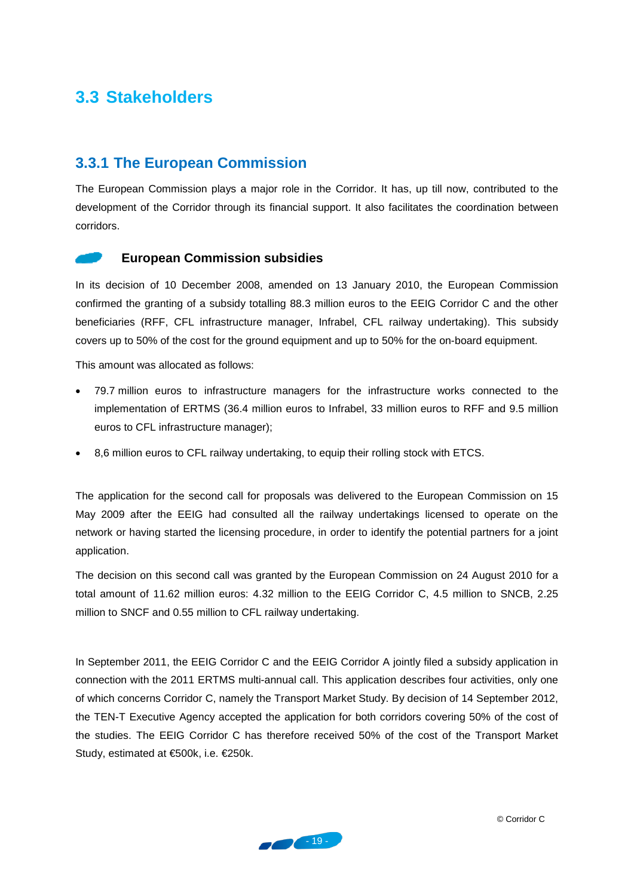## 3.3 Stakeholders

### 3.3.1 The European Commission

The European Commission plays a major role in the Corridor. It has, up till now, contributed to the development of the Corridor through its financial support. It also facilitates the coordination between corridors.

#### European Commission subsidies

In its decision of 10 December 2008, amended on 13 January 2010, the European Commission confirmed the granting of a subsidy totalling 88.3 million euros to the EEIG Corridor C and the other beneficiaries (RFF, CFL infrastructure manager, Infrabel, CFL railway undertaking). This subsidy covers up to 50% of the cost for the ground equipment and up to 50% for the on-board equipment.

This amount was allocated as follows:

- 79.7 million euros to infrastructure managers for the infrastructure works connected to the implementation of ERTMS (36.4 million euros to Infrabel, 33 million euros to RFF and 9.5 million euros to CFL infrastructure manager);
- 8,6 million euros to CFL railway undertaking, to equip their rolling stock with ETCS.

The application for the second call for proposals was delivered to the European Commission on 15 May 2009 after the EEIG had consulted all the railway undertakings licensed to operate on the network or having started the licensing procedure, in order to identify the potential partners for a joint application.

The decision on this second call was granted by the European Commission on 24 August 2010 for a total amount of 11.62 million euros: 4.32 million to the EEIG Corridor C, 4.5 million to SNCB, 2.25 million to SNCF and 0.55 million to CFL railway undertaking.

In September 2011, the EEIG Corridor C and the EEIG Corridor A jointly filed a subsidy application in connection with the 2011 ERTMS multi-annual call. This application describes four activities, only one of which concerns Corridor C, namely the Transport Market Study. By decision of 14 September 2012, the TEN-T Executive Agency accepted the application for both corridors covering 50% of the cost of the studies. The EEIG Corridor C has therefore received 50% of the cost of the Transport Market Study, estimated at €500k, i.e. €250k.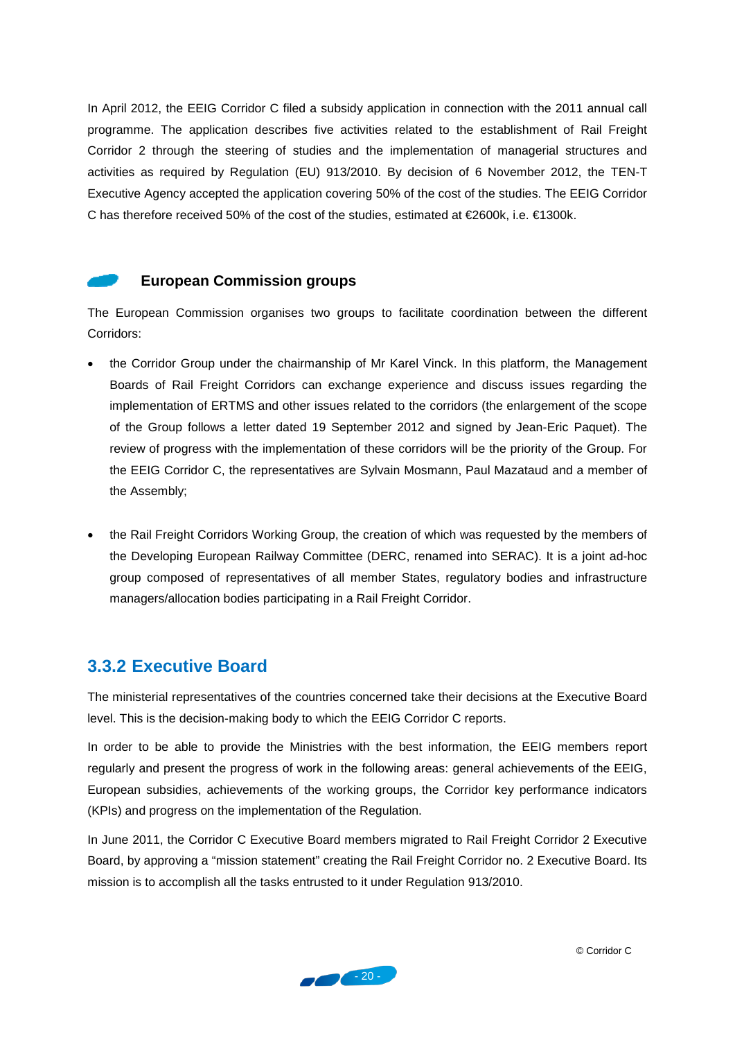In April 2012, the EEIG Corridor C filed a subsidy application in connection with the 2011 annual call programme. The application describes five activities related to the establishment of Rail Freight Corridor 2 through the steering of studies and the implementation of managerial structures and activities as required by Regulation (EU) 913/2010. By decision of 6 November 2012, the TEN-T Executive Agency accepted the application covering 50% of the cost of the studies. The EEIG Corridor C has therefore received 50% of the cost of the studies, estimated at €2600k, i.e. €1300k.

#### European Commission groups

The European Commission organises two groups to facilitate coordination between the different Corridors:

- the Corridor Group under the chairmanship of Mr Karel Vinck. In this platform, the Management Boards of Rail Freight Corridors can exchange experience and discuss issues regarding the implementation of ERTMS and other issues related to the corridors (the enlargement of the scope of the Group follows a letter dated 19 September 2012 and signed by Jean-Eric Paquet). The review of progress with the implementation of these corridors will be the priority of the Group. For the EEIG Corridor C, the representatives are Sylvain Mosmann, Paul Mazataud and a member of the Assembly;

- the Rail Freight Corridors Working Group, the creation of which was requested by the members of the Developing European Railway Committee (DERC, renamed into SERAC). It is a joint ad-hoc group composed of representatives of all member States, regulatory bodies and infrastructure managers/allocation bodies participating in a Rail Freight Corridor.

### 3.3.2 Executive Board

The ministerial representatives of the countries concerned take their decisions at the Executive Board level. This is the decision-making body to which the EEIG Corridor C reports.

In order to be able to provide the Ministries with the best information, the EEIG members report regularly and present the progress of work in the following areas: general achievements of the EEIG, European subsidies, achievements of the working groups, the Corridor key performance indicators (KPIs) and progress on the implementation of the Regulation.

In June 2011, the Corridor C Executive Board members migrated to Rail Freight Corridor 2 Executive Board, by approving a "mission statement" creating the Rail Freight Corridor no. 2 Executive Board. Its mission is to accomplish all the tasks entrusted to it under Regulation 913/2010.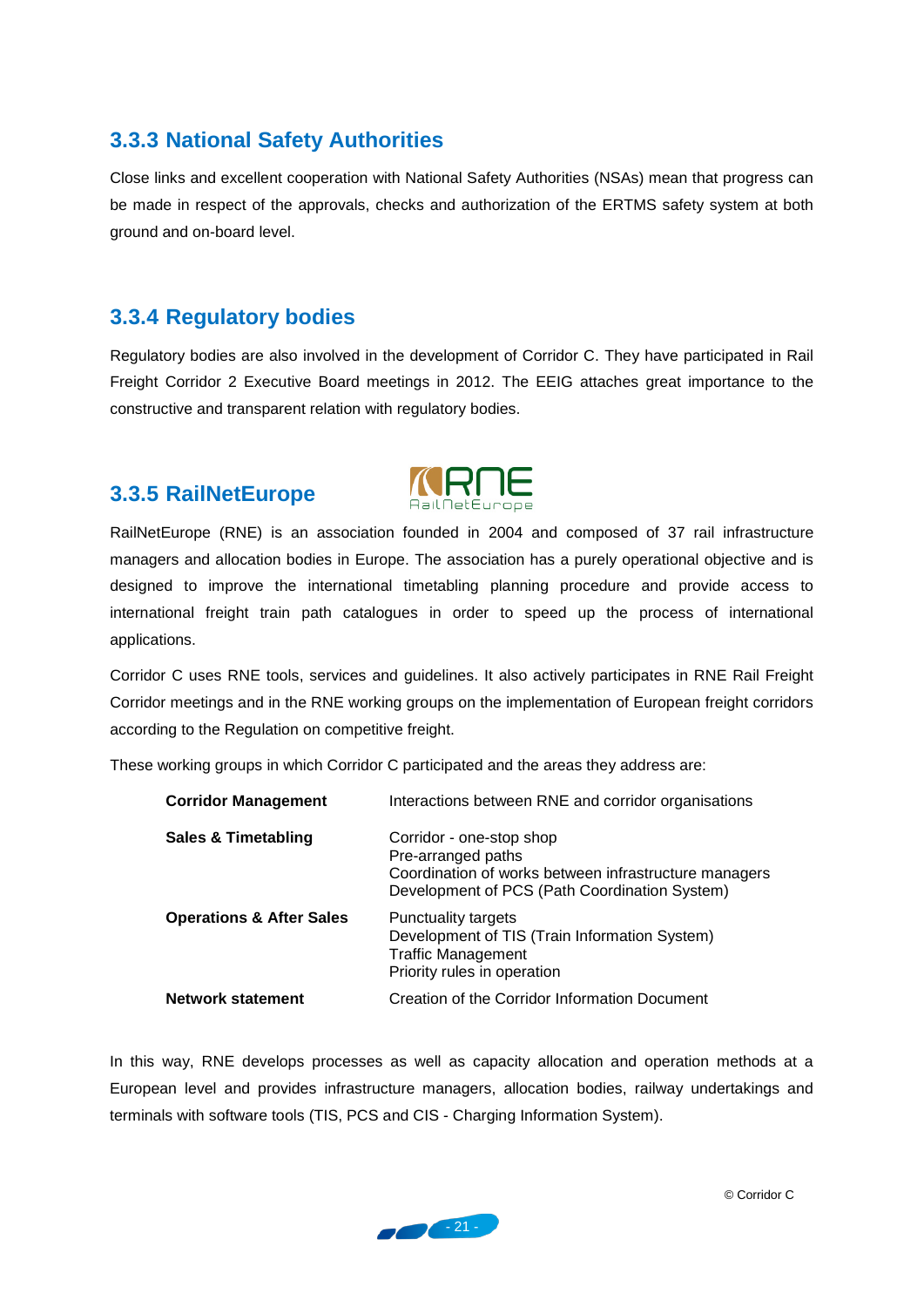### 3.3.3 National Safety Authorities

Close links and excellent cooperation with National Safety Authorities (NSAs) mean that progress can be made in respect of the approvals, checks and authorization of the ERTMS safety system at both ground and on-board level.

### 3.3.4 Regulatory bodies

Regulatory bodies are also involved in the development of Corridor C. They have participated in Rail Freight Corridor 2 Executive Board meetings in 2012. The EEIG attaches great importance to the constructive and transparent relation with regulatory bodies.

### 3.3.5 RailNetEurope

RailNetEurope (RNE) is an association founded in 2004 and composed of 37 rail infrastructure managers and allocation bodies in Europe. The association has a purely operational objective and is designed to improve the international timetabling planning procedure and provide access to international freight train path catalogues in order to speed up the process of international applications.

Corridor C uses RNE tools, services and guidelines. It also actively participates in RNE Rail Freight Corridor meetings and in the RNE working groups on the implementation of European freight corridors according to the Regulation on competitive freight.

These working groups in which Corridor C participated and the areas they address are:

| | |
|---|---|
| **Corridor Management** | Interactions between RNE and corridor organisations |
| **Sales & Timetabling** | Corridor - one-stop shop<br>Pre-arranged paths<br>Coordination of works between infrastructure managers<br>Development of PCS (Path Coordination System) |
| **Operations & After Sales** | Punctuality targets<br>Development of TIS (Train Information System)<br>Traffic Management<br>Priority rules in operation |
| **Network statement** | Creation of the Corridor Information Document |

In this way, RNE develops processes as well as capacity allocation and operation methods at a European level and provides infrastructure managers, allocation bodies, railway undertakings and terminals with software tools (TIS, PCS and CIS - Charging Information System).

© Corridor C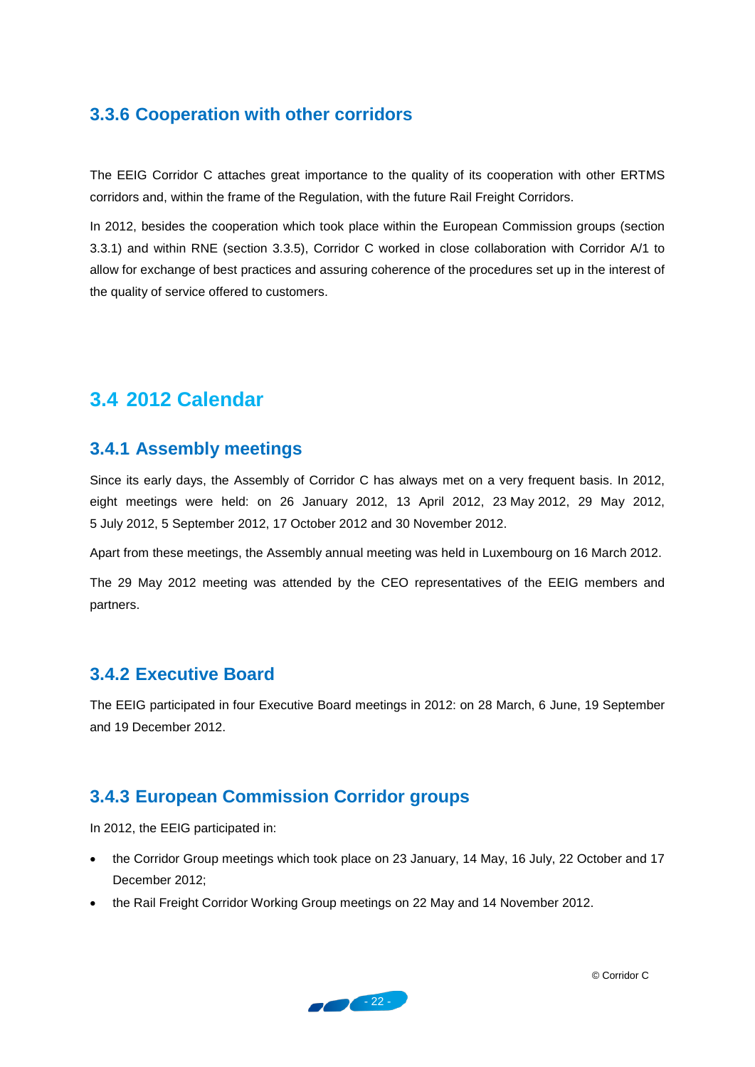### 3.3.6 Cooperation with other corridors

The EEIG Corridor C attaches great importance to the quality of its cooperation with other ERTMS corridors and, within the frame of the Regulation, with the future Rail Freight Corridors.

In 2012, besides the cooperation which took place within the European Commission groups (section 3.3.1) and within RNE (section 3.3.5), Corridor C worked in close collaboration with Corridor A/1 to allow for exchange of best practices and assuring coherence of the procedures set up in the interest of the quality of service offered to customers.

## 3.4 2012 Calendar

### 3.4.1 Assembly meetings

Since its early days, the Assembly of Corridor C has always met on a very frequent basis. In 2012, eight meetings were held: on 26 January 2012, 13 April 2012, 23 May 2012, 29 May 2012, 5 July 2012, 5 September 2012, 17 October 2012 and 30 November 2012.

Apart from these meetings, the Assembly annual meeting was held in Luxembourg on 16 March 2012.

The 29 May 2012 meeting was attended by the CEO representatives of the EEIG members and partners.

### 3.4.2 Executive Board

The EEIG participated in four Executive Board meetings in 2012: on 28 March, 6 June, 19 September and 19 December 2012.

### 3.4.3 European Commission Corridor groups

In 2012, the EEIG participated in:

- the Corridor Group meetings which took place on 23 January, 14 May, 16 July, 22 October and 17 December 2012;
- the Rail Freight Corridor Working Group meetings on 22 May and 14 November 2012.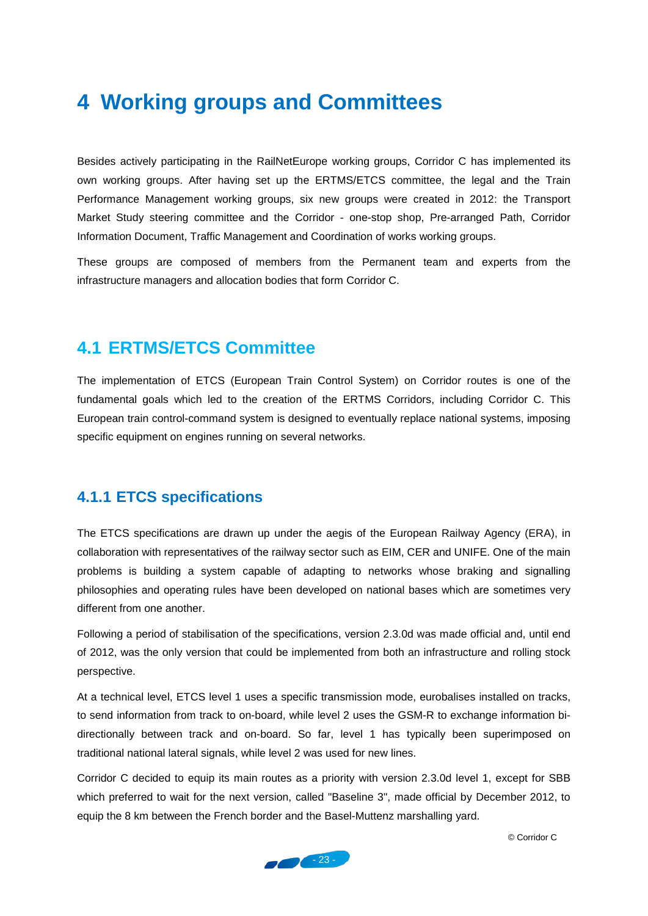# 4 Working groups and Committees

Besides actively participating in the RailNetEurope working groups, Corridor C has implemented its own working groups. After having set up the ERTMS/ETCS committee, the legal and the Train Performance Management working groups, six new groups were created in 2012: the Transport Market Study steering committee and the Corridor - one-stop shop, Pre-arranged Path, Corridor Information Document, Traffic Management and Coordination of works working groups.

These groups are composed of members from the Permanent team and experts from the infrastructure managers and allocation bodies that form Corridor C.

## 4.1 ERTMS/ETCS Committee

The implementation of ETCS (European Train Control System) on Corridor routes is one of the fundamental goals which led to the creation of the ERTMS Corridors, including Corridor C. This European train control-command system is designed to eventually replace national systems, imposing specific equipment on engines running on several networks.

### 4.1.1 ETCS specifications

The ETCS specifications are drawn up under the aegis of the European Railway Agency (ERA), in collaboration with representatives of the railway sector such as EIM, CER and UNIFE. One of the main problems is building a system capable of adapting to networks whose braking and signalling philosophies and operating rules have been developed on national bases which are sometimes very different from one another.

Following a period of stabilisation of the specifications, version 2.3.0d was made official and, until end of 2012, was the only version that could be implemented from both an infrastructure and rolling stock perspective.

At a technical level, ETCS level 1 uses a specific transmission mode, eurobalises installed on tracks, to send information from track to on-board, while level 2 uses the GSM-R to exchange information bi-directionally between track and on-board. So far, level 1 has typically been superimposed on traditional national lateral signals, while level 2 was used for new lines.

Corridor C decided to equip its main routes as a priority with version 2.3.0d level 1, except for SBB which preferred to wait for the next version, called "Baseline 3", made official by December 2012, to equip the 8 km between the French border and the Basel-Muttenz marshalling yard.

© Corridor C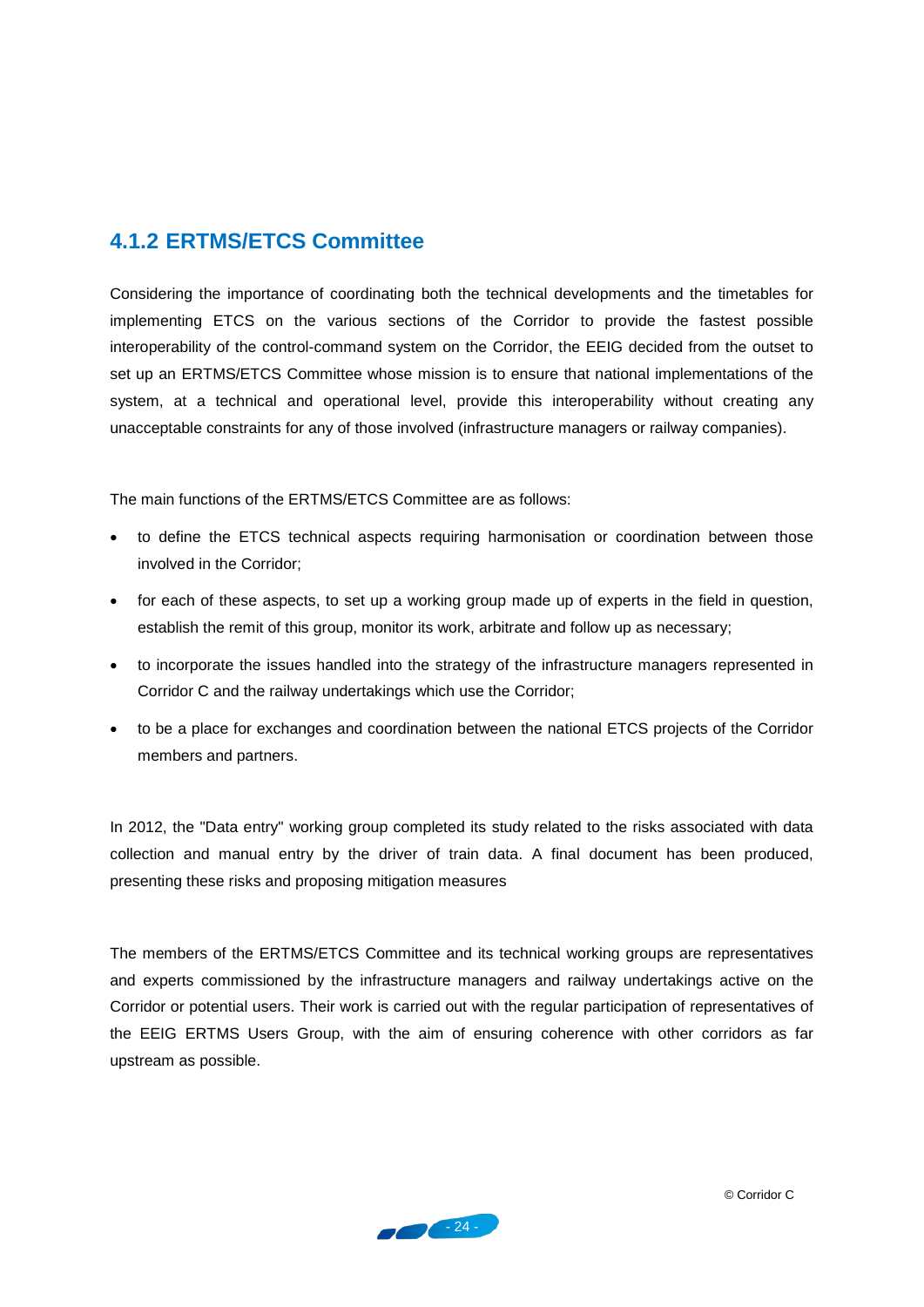### 4.1.2 ERTMS/ETCS Committee

Considering the importance of coordinating both the technical developments and the timetables for implementing ETCS on the various sections of the Corridor to provide the fastest possible interoperability of the control-command system on the Corridor, the EEIG decided from the outset to set up an ERTMS/ETCS Committee whose mission is to ensure that national implementations of the system, at a technical and operational level, provide this interoperability without creating any unacceptable constraints for any of those involved (infrastructure managers or railway companies).

The main functions of the ERTMS/ETCS Committee are as follows:

- to define the ETCS technical aspects requiring harmonisation or coordination between those involved in the Corridor;
- for each of these aspects, to set up a working group made up of experts in the field in question, establish the remit of this group, monitor its work, arbitrate and follow up as necessary;
- to incorporate the issues handled into the strategy of the infrastructure managers represented in Corridor C and the railway undertakings which use the Corridor;
- to be a place for exchanges and coordination between the national ETCS projects of the Corridor members and partners.

In 2012, the "Data entry" working group completed its study related to the risks associated with data collection and manual entry by the driver of train data. A final document has been produced, presenting these risks and proposing mitigation measures

The members of the ERTMS/ETCS Committee and its technical working groups are representatives and experts commissioned by the infrastructure managers and railway undertakings active on the Corridor or potential users. Their work is carried out with the regular participation of representatives of the EEIG ERTMS Users Group, with the aim of ensuring coherence with other corridors as far upstream as possible.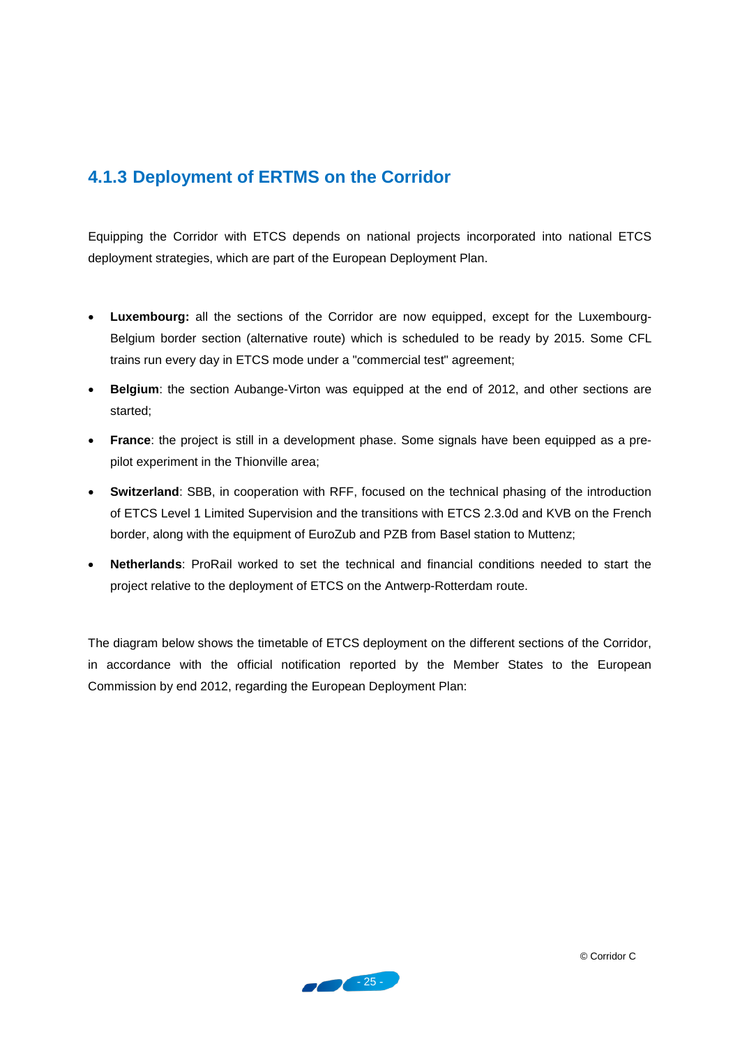### 4.1.3 Deployment of ERTMS on the Corridor

Equipping the Corridor with ETCS depends on national projects incorporated into national ETCS deployment strategies, which are part of the European Deployment Plan.

- **Luxembourg:** all the sections of the Corridor are now equipped, except for the Luxembourg-Belgium border section (alternative route) which is scheduled to be ready by 2015. Some CFL trains run every day in ETCS mode under a "commercial test" agreement;
- **Belgium**: the section Aubange-Virton was equipped at the end of 2012, and other sections are started;
- **France**: the project is still in a development phase. Some signals have been equipped as a pre-pilot experiment in the Thionville area;
- **Switzerland**: SBB, in cooperation with RFF, focused on the technical phasing of the introduction of ETCS Level 1 Limited Supervision and the transitions with ETCS 2.3.0d and KVB on the French border, along with the equipment of EuroZub and PZB from Basel station to Muttenz;
- **Netherlands**: ProRail worked to set the technical and financial conditions needed to start the project relative to the deployment of ETCS on the Antwerp-Rotterdam route.

The diagram below shows the timetable of ETCS deployment on the different sections of the Corridor, in accordance with the official notification reported by the Member States to the European Commission by end 2012, regarding the European Deployment Plan:

© Corridor C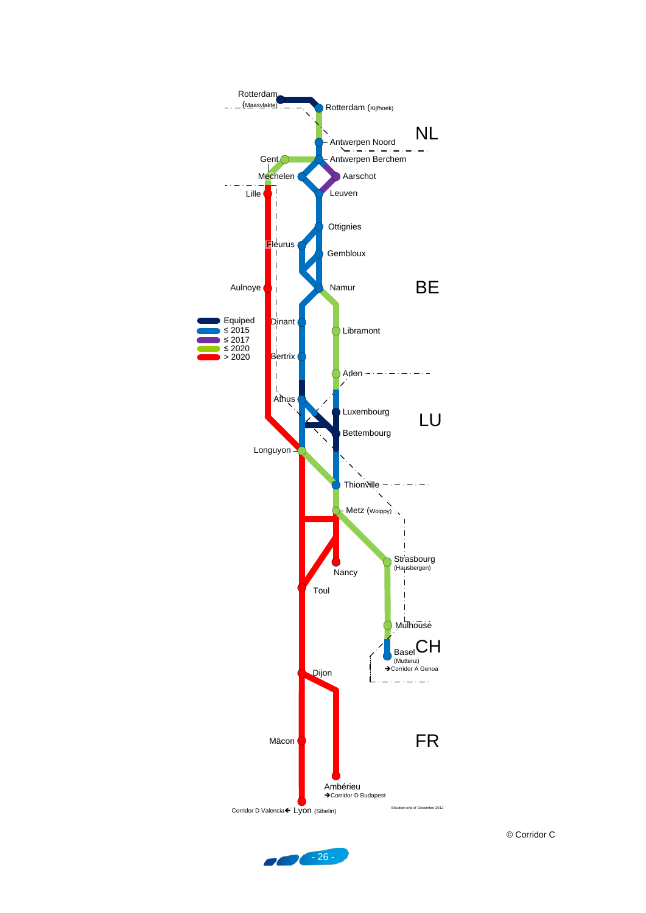Rotterdam (Maasvlakte)

Rotterdam (Kijfhoek)

NL

Antwerpen Noord

Gent

Antwerpen Berchem

Mechelen

Aarschot

Lille

Leuven

Ottignies

Fleurus

Gembloux

Aulnoye

Namur

BE

- Equiped
- ≤ 2015
- ≤ 2017
- ≤ 2020
- > 2020

Dinant

Libramont

Bertrix

Arlon

Athus

Luxembourg

LU

Bettembourg

Longuyon

Thionville

Metz (Woippy)

Strasbourg (Hausbergen)

Nancy

Toul

Mulhouse

Basel (Muttenz)

CH

➔Corridor A Genoa

Dijon

Mâcon

FR

Ambérieu

➔Corridor D Budapest

Corridor D Valencia← Lyon (Sibelin)

Situation end of December 2012

© Corridor C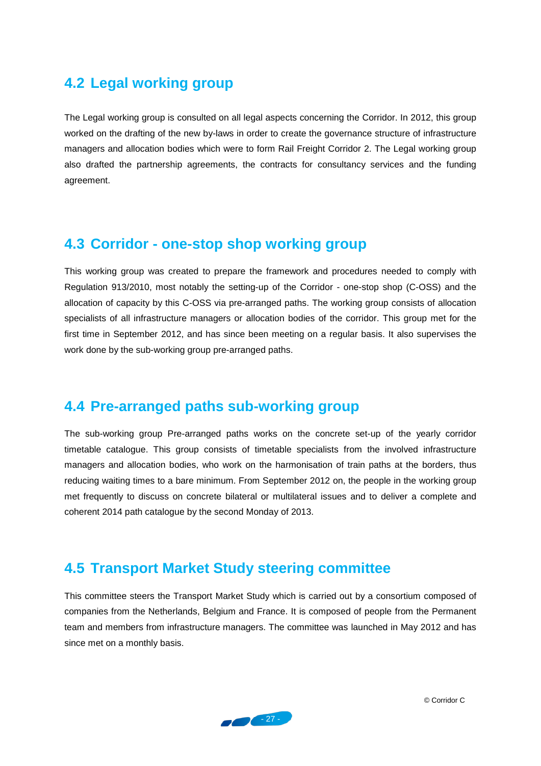## 4.2 Legal working group

The Legal working group is consulted on all legal aspects concerning the Corridor. In 2012, this group worked on the drafting of the new by-laws in order to create the governance structure of infrastructure managers and allocation bodies which were to form Rail Freight Corridor 2. The Legal working group also drafted the partnership agreements, the contracts for consultancy services and the funding agreement.

## 4.3 Corridor - one-stop shop working group

This working group was created to prepare the framework and procedures needed to comply with Regulation 913/2010, most notably the setting-up of the Corridor - one-stop shop (C-OSS) and the allocation of capacity by this C-OSS via pre-arranged paths. The working group consists of allocation specialists of all infrastructure managers or allocation bodies of the corridor. This group met for the first time in September 2012, and has since been meeting on a regular basis. It also supervises the work done by the sub-working group pre-arranged paths.

## 4.4 Pre-arranged paths sub-working group

The sub-working group Pre-arranged paths works on the concrete set-up of the yearly corridor timetable catalogue. This group consists of timetable specialists from the involved infrastructure managers and allocation bodies, who work on the harmonisation of train paths at the borders, thus reducing waiting times to a bare minimum. From September 2012 on, the people in the working group met frequently to discuss on concrete bilateral or multilateral issues and to deliver a complete and coherent 2014 path catalogue by the second Monday of 2013.

## 4.5 Transport Market Study steering committee

This committee steers the Transport Market Study which is carried out by a consortium composed of companies from the Netherlands, Belgium and France. It is composed of people from the Permanent team and members from infrastructure managers. The committee was launched in May 2012 and has since met on a monthly basis.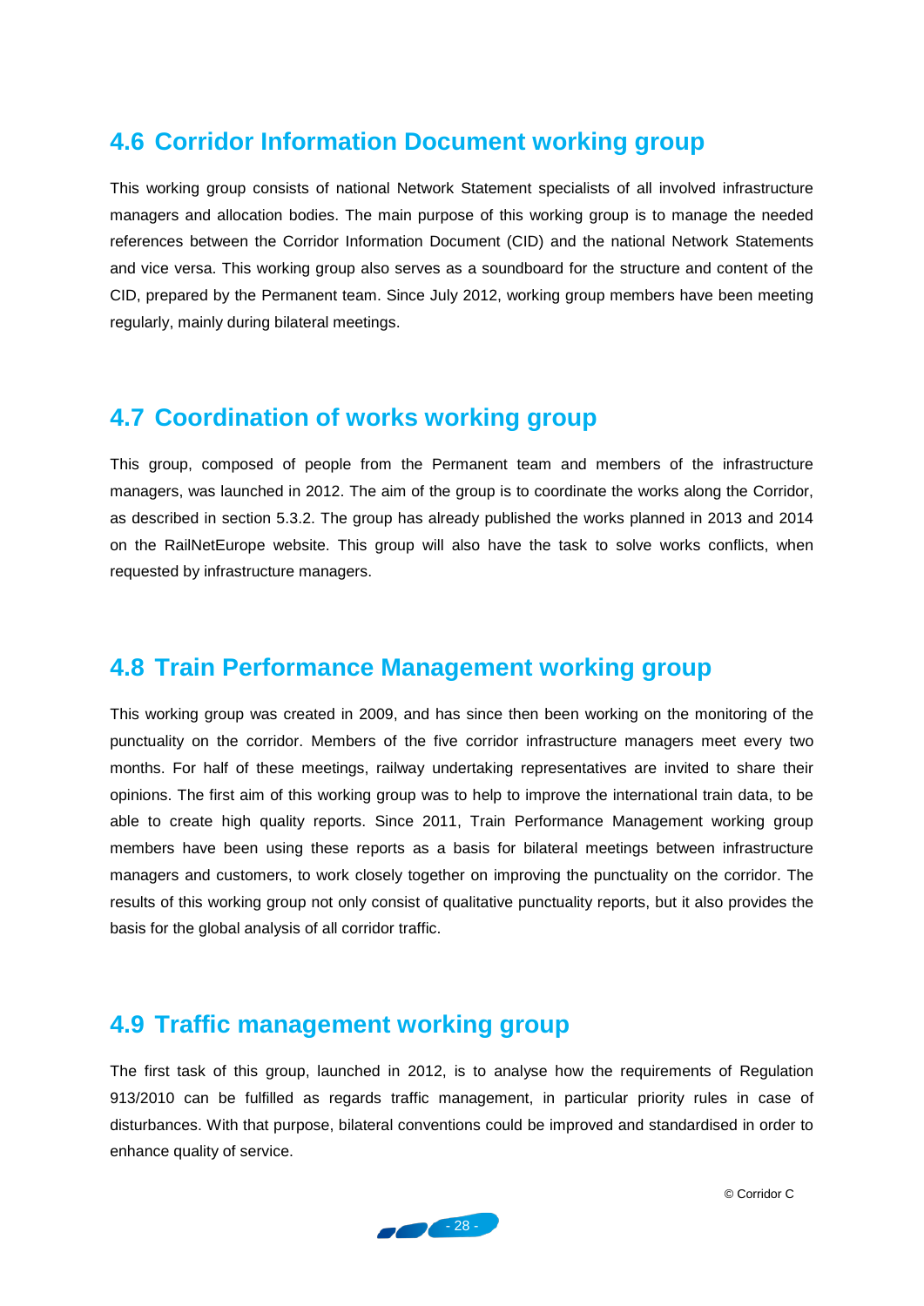## 4.6 Corridor Information Document working group

This working group consists of national Network Statement specialists of all involved infrastructure managers and allocation bodies. The main purpose of this working group is to manage the needed references between the Corridor Information Document (CID) and the national Network Statements and vice versa. This working group also serves as a soundboard for the structure and content of the CID, prepared by the Permanent team. Since July 2012, working group members have been meeting regularly, mainly during bilateral meetings.

## 4.7 Coordination of works working group

This group, composed of people from the Permanent team and members of the infrastructure managers, was launched in 2012. The aim of the group is to coordinate the works along the Corridor, as described in section 5.3.2. The group has already published the works planned in 2013 and 2014 on the RailNetEurope website. This group will also have the task to solve works conflicts, when requested by infrastructure managers.

## 4.8 Train Performance Management working group

This working group was created in 2009, and has since then been working on the monitoring of the punctuality on the corridor. Members of the five corridor infrastructure managers meet every two months. For half of these meetings, railway undertaking representatives are invited to share their opinions. The first aim of this working group was to help to improve the international train data, to be able to create high quality reports. Since 2011, Train Performance Management working group members have been using these reports as a basis for bilateral meetings between infrastructure managers and customers, to work closely together on improving the punctuality on the corridor. The results of this working group not only consist of qualitative punctuality reports, but it also provides the basis for the global analysis of all corridor traffic.

## 4.9 Traffic management working group

The first task of this group, launched in 2012, is to analyse how the requirements of Regulation 913/2010 can be fulfilled as regards traffic management, in particular priority rules in case of disturbances. With that purpose, bilateral conventions could be improved and standardised in order to enhance quality of service.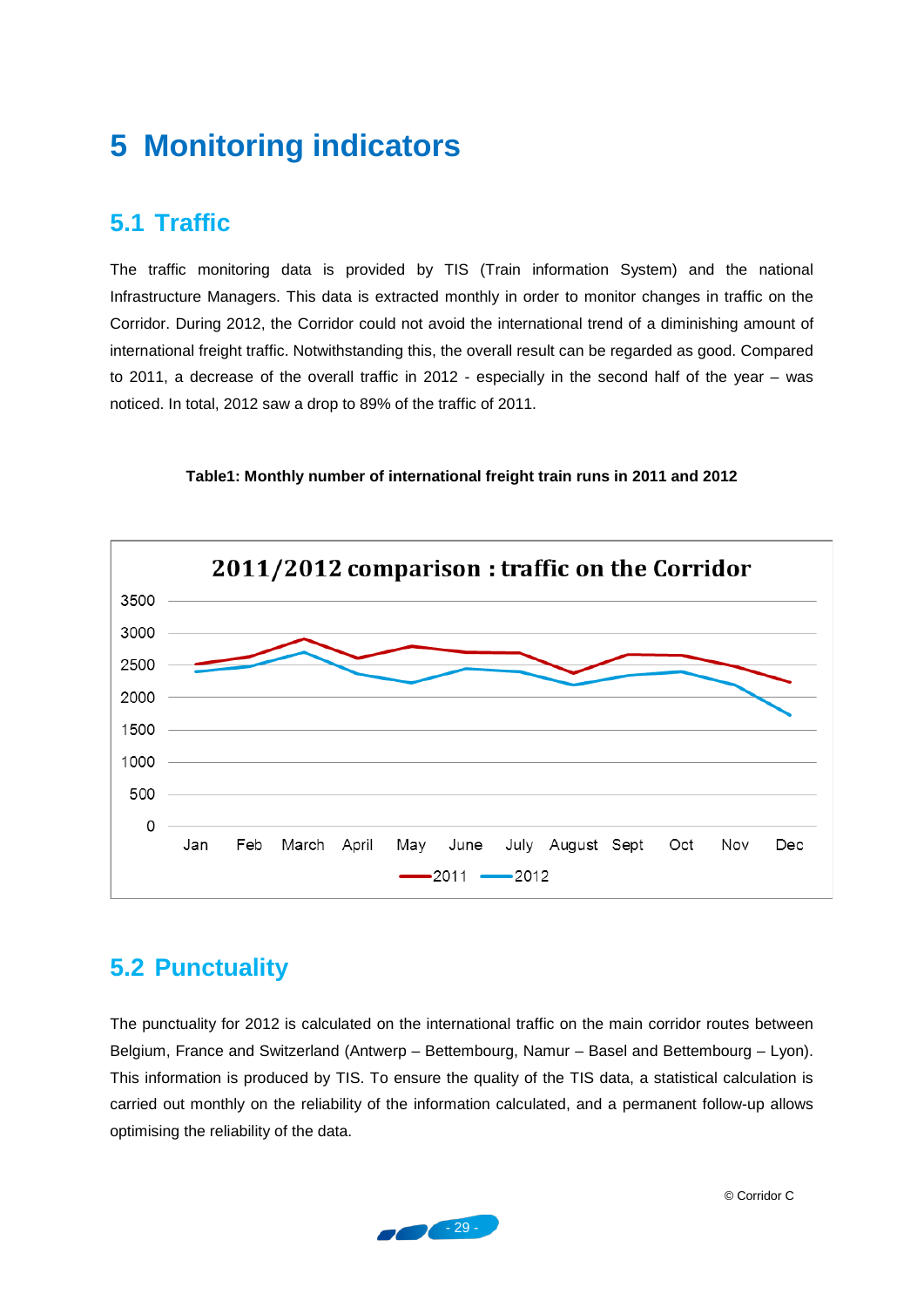# 5 Monitoring indicators

## 5.1 Traffic

The traffic monitoring data is provided by TIS (Train information System) and the national Infrastructure Managers. This data is extracted monthly in order to monitor changes in traffic on the Corridor. During 2012, the Corridor could not avoid the international trend of a diminishing amount of international freight traffic. Notwithstanding this, the overall result can be regarded as good. Compared to 2011, a decrease of the overall traffic in 2012 - especially in the second half of the year – was noticed. In total, 2012 saw a drop to 89% of the traffic of 2011.

**Table1: Monthly number of international freight train runs in 2011 and 2012**

## 5.2 Punctuality

The punctuality for 2012 is calculated on the international traffic on the main corridor routes between Belgium, France and Switzerland (Antwerp – Bettembourg, Namur – Basel and Bettembourg – Lyon). This information is produced by TIS. To ensure the quality of the TIS data, a statistical calculation is carried out monthly on the reliability of the information calculated, and a permanent follow-up allows optimising the reliability of the data.

© Corridor C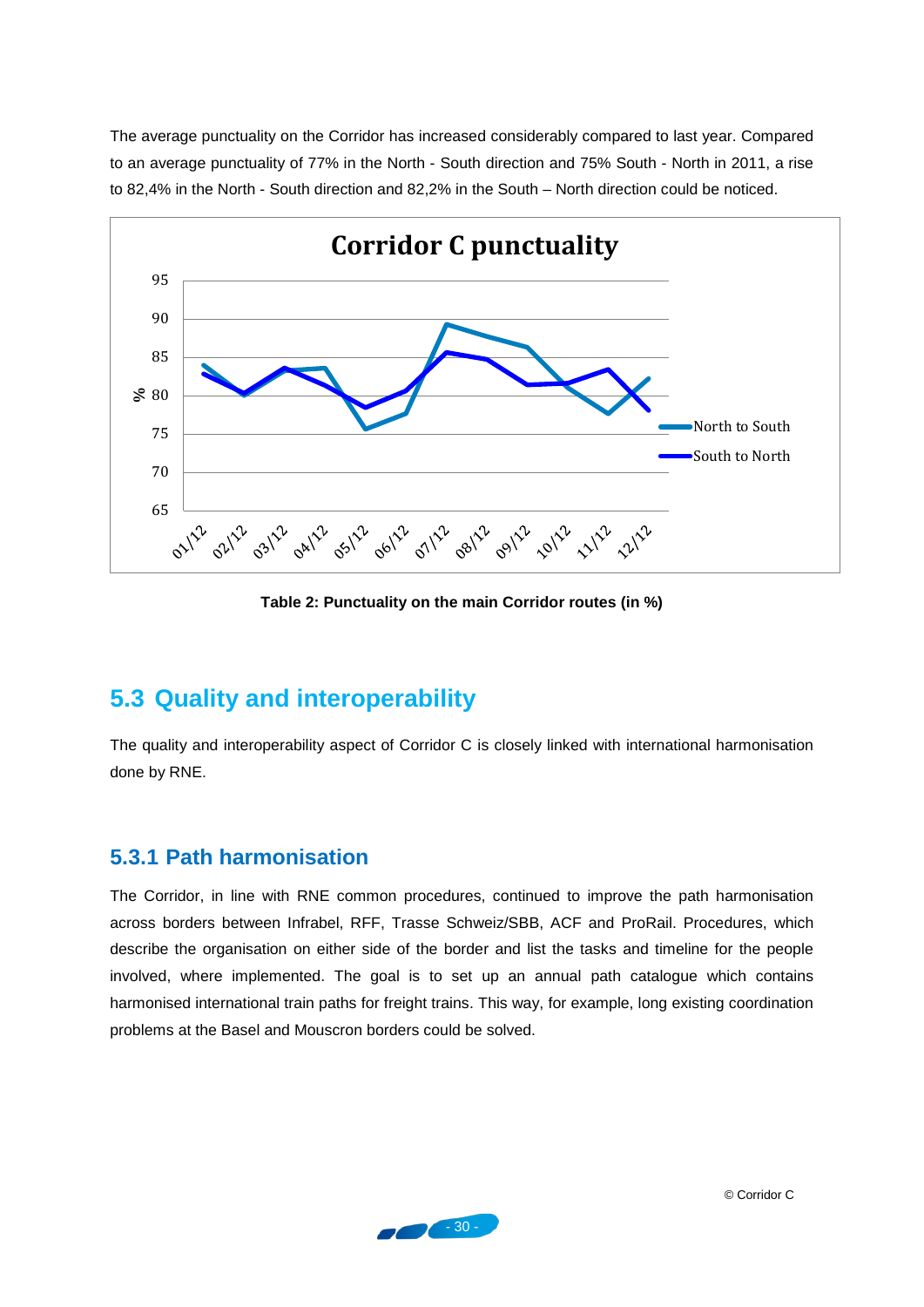The average punctuality on the Corridor has increased considerably compared to last year. Compared to an average punctuality of 77% in the North - South direction and 75% South - North in 2011, a rise to 82,4% in the North - South direction and 82,2% in the South – North direction could be noticed.

**Table 2: Punctuality on the main Corridor routes (in %)**

## 5.3 Quality and interoperability

The quality and interoperability aspect of Corridor C is closely linked with international harmonisation done by RNE.

### 5.3.1 Path harmonisation

The Corridor, in line with RNE common procedures, continued to improve the path harmonisation across borders between Infrabel, RFF, Trasse Schweiz/SBB, ACF and ProRail. Procedures, which describe the organisation on either side of the border and list the tasks and timeline for the people involved, where implemented. The goal is to set up an annual path catalogue which contains harmonised international train paths for freight trains. This way, for example, long existing coordination problems at the Basel and Mouscron borders could be solved.

© Corridor C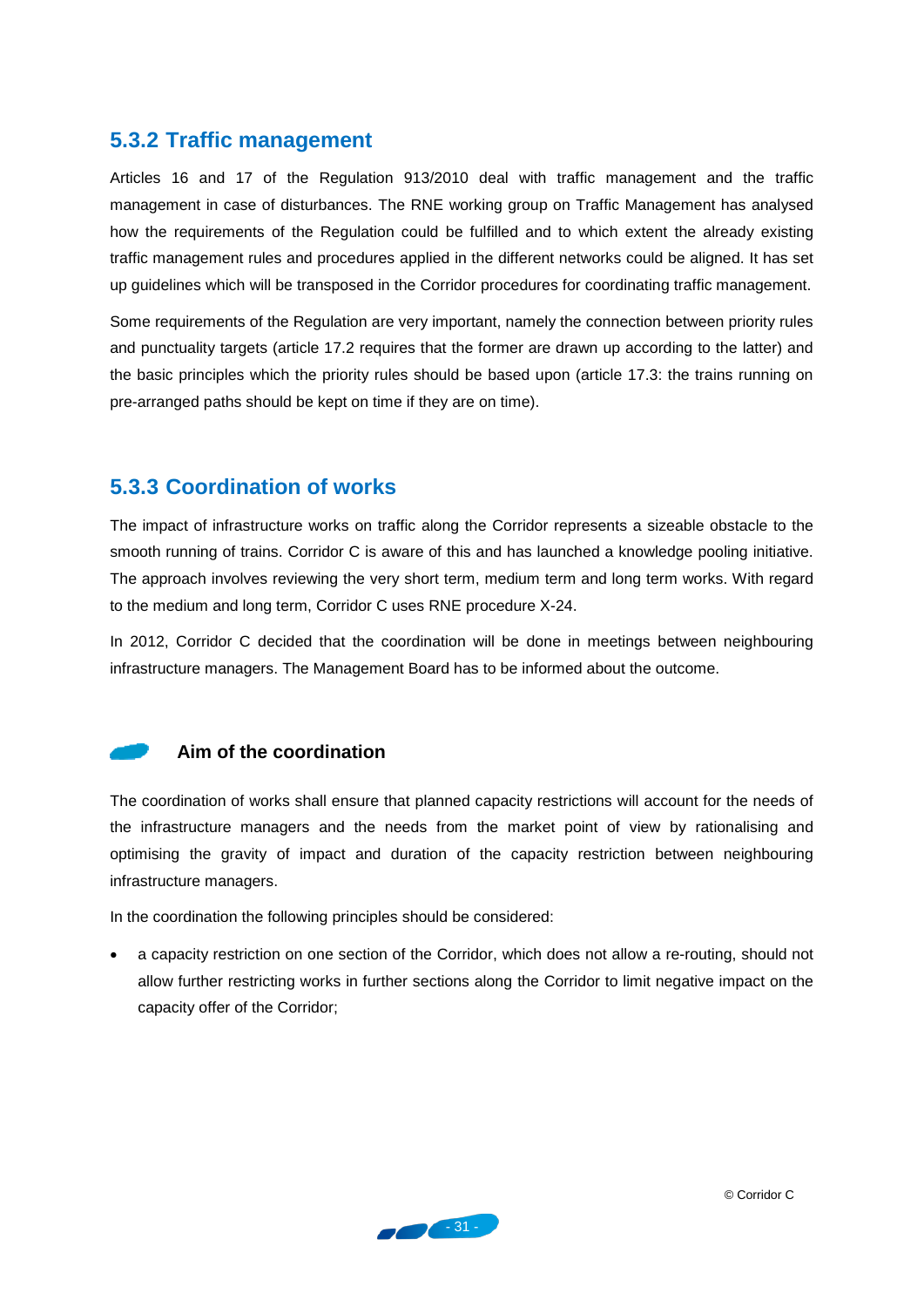### 5.3.2 Traffic management

Articles 16 and 17 of the Regulation 913/2010 deal with traffic management and the traffic management in case of disturbances. The RNE working group on Traffic Management has analysed how the requirements of the Regulation could be fulfilled and to which extent the already existing traffic management rules and procedures applied in the different networks could be aligned. It has set up guidelines which will be transposed in the Corridor procedures for coordinating traffic management.

Some requirements of the Regulation are very important, namely the connection between priority rules and punctuality targets (article 17.2 requires that the former are drawn up according to the latter) and the basic principles which the priority rules should be based upon (article 17.3: the trains running on pre-arranged paths should be kept on time if they are on time).

### 5.3.3 Coordination of works

The impact of infrastructure works on traffic along the Corridor represents a sizeable obstacle to the smooth running of trains. Corridor C is aware of this and has launched a knowledge pooling initiative. The approach involves reviewing the very short term, medium term and long term works. With regard to the medium and long term, Corridor C uses RNE procedure X-24.

In 2012, Corridor C decided that the coordination will be done in meetings between neighbouring infrastructure managers. The Management Board has to be informed about the outcome.

#### Aim of the coordination

The coordination of works shall ensure that planned capacity restrictions will account for the needs of the infrastructure managers and the needs from the market point of view by rationalising and optimising the gravity of impact and duration of the capacity restriction between neighbouring infrastructure managers.

In the coordination the following principles should be considered:

- a capacity restriction on one section of the Corridor, which does not allow a re-routing, should not allow further restricting works in further sections along the Corridor to limit negative impact on the capacity offer of the Corridor;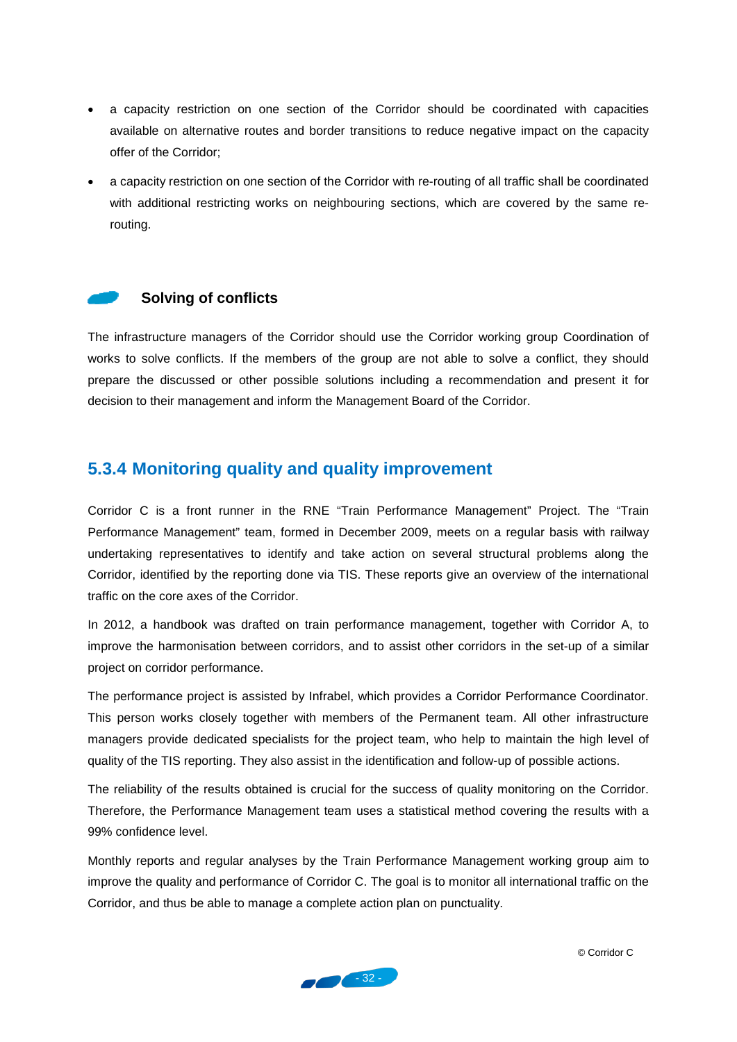- a capacity restriction on one section of the Corridor should be coordinated with capacities available on alternative routes and border transitions to reduce negative impact on the capacity offer of the Corridor;
- a capacity restriction on one section of the Corridor with re-routing of all traffic shall be coordinated with additional restricting works on neighbouring sections, which are covered by the same re-routing.

#### Solving of conflicts

The infrastructure managers of the Corridor should use the Corridor working group Coordination of works to solve conflicts. If the members of the group are not able to solve a conflict, they should prepare the discussed or other possible solutions including a recommendation and present it for decision to their management and inform the Management Board of the Corridor.

### 5.3.4 Monitoring quality and quality improvement

Corridor C is a front runner in the RNE "Train Performance Management" Project. The "Train Performance Management" team, formed in December 2009, meets on a regular basis with railway undertaking representatives to identify and take action on several structural problems along the Corridor, identified by the reporting done via TIS. These reports give an overview of the international traffic on the core axes of the Corridor.

In 2012, a handbook was drafted on train performance management, together with Corridor A, to improve the harmonisation between corridors, and to assist other corridors in the set-up of a similar project on corridor performance.

The performance project is assisted by Infrabel, which provides a Corridor Performance Coordinator. This person works closely together with members of the Permanent team. All other infrastructure managers provide dedicated specialists for the project team, who help to maintain the high level of quality of the TIS reporting. They also assist in the identification and follow-up of possible actions.

The reliability of the results obtained is crucial for the success of quality monitoring on the Corridor. Therefore, the Performance Management team uses a statistical method covering the results with a 99% confidence level.

Monthly reports and regular analyses by the Train Performance Management working group aim to improve the quality and performance of Corridor C. The goal is to monitor all international traffic on the Corridor, and thus be able to manage a complete action plan on punctuality.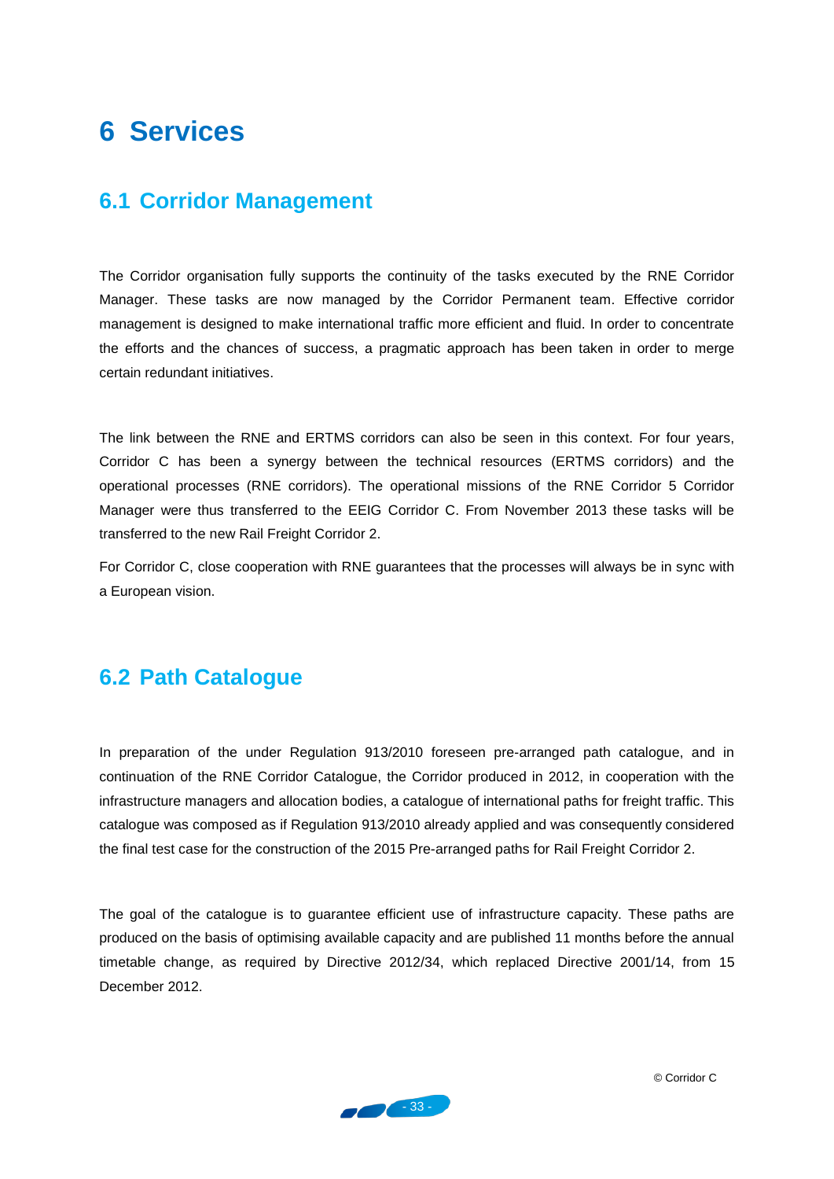# 6 Services

## 6.1 Corridor Management

The Corridor organisation fully supports the continuity of the tasks executed by the RNE Corridor Manager. These tasks are now managed by the Corridor Permanent team. Effective corridor management is designed to make international traffic more efficient and fluid. In order to concentrate the efforts and the chances of success, a pragmatic approach has been taken in order to merge certain redundant initiatives.

The link between the RNE and ERTMS corridors can also be seen in this context. For four years, Corridor C has been a synergy between the technical resources (ERTMS corridors) and the operational processes (RNE corridors). The operational missions of the RNE Corridor 5 Corridor Manager were thus transferred to the EEIG Corridor C. From November 2013 these tasks will be transferred to the new Rail Freight Corridor 2.

For Corridor C, close cooperation with RNE guarantees that the processes will always be in sync with a European vision.

## 6.2 Path Catalogue

In preparation of the under Regulation 913/2010 foreseen pre-arranged path catalogue, and in continuation of the RNE Corridor Catalogue, the Corridor produced in 2012, in cooperation with the infrastructure managers and allocation bodies, a catalogue of international paths for freight traffic. This catalogue was composed as if Regulation 913/2010 already applied and was consequently considered the final test case for the construction of the 2015 Pre-arranged paths for Rail Freight Corridor 2.

The goal of the catalogue is to guarantee efficient use of infrastructure capacity. These paths are produced on the basis of optimising available capacity and are published 11 months before the annual timetable change, as required by Directive 2012/34, which replaced Directive 2001/14, from 15 December 2012.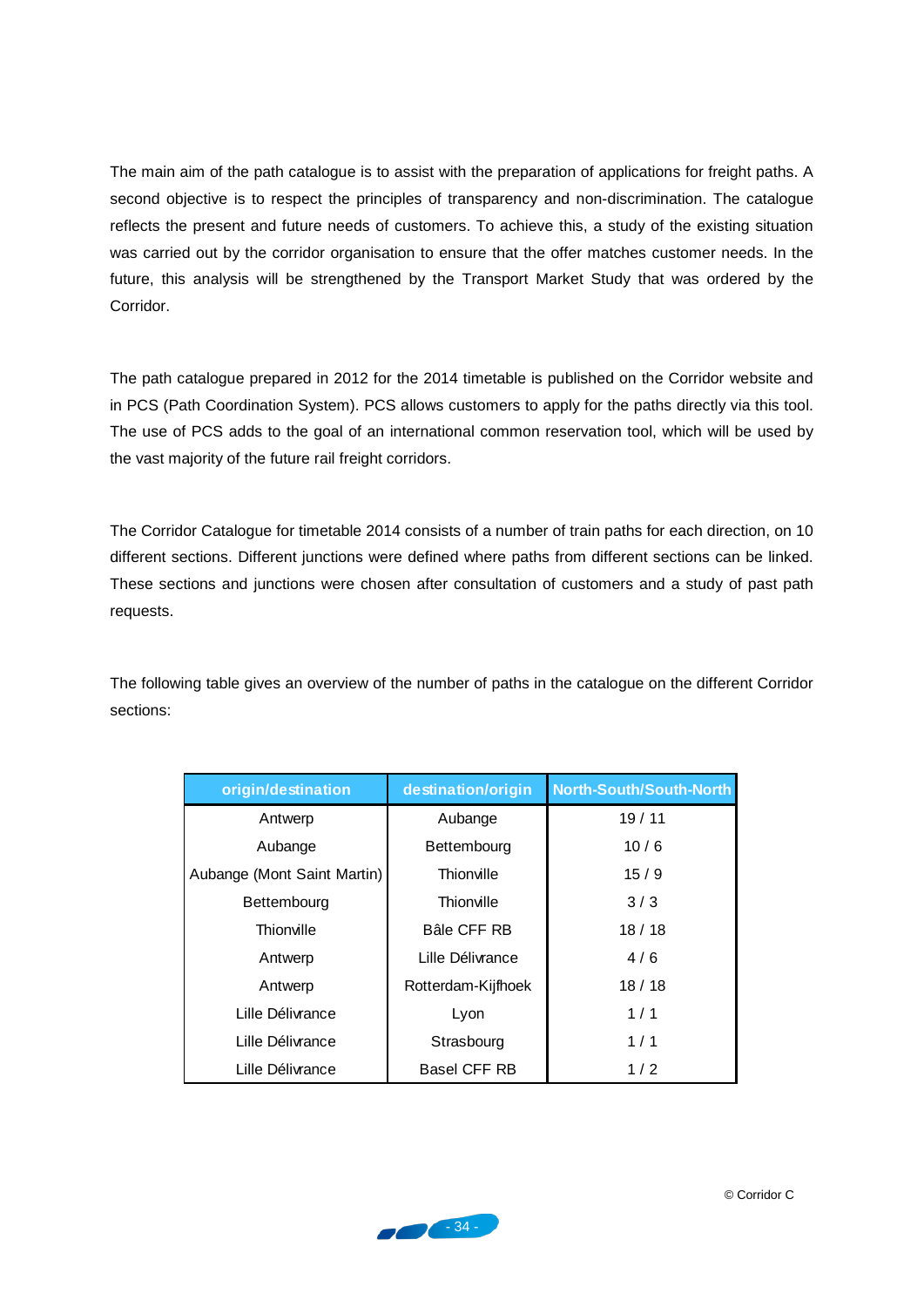The main aim of the path catalogue is to assist with the preparation of applications for freight paths. A second objective is to respect the principles of transparency and non-discrimination. The catalogue reflects the present and future needs of customers. To achieve this, a study of the existing situation was carried out by the corridor organisation to ensure that the offer matches customer needs. In the future, this analysis will be strengthened by the Transport Market Study that was ordered by the Corridor.

The path catalogue prepared in 2012 for the 2014 timetable is published on the Corridor website and in PCS (Path Coordination System). PCS allows customers to apply for the paths directly via this tool. The use of PCS adds to the goal of an international common reservation tool, which will be used by the vast majority of the future rail freight corridors.

The Corridor Catalogue for timetable 2014 consists of a number of train paths for each direction, on 10 different sections. Different junctions were defined where paths from different sections can be linked. These sections and junctions were chosen after consultation of customers and a study of past path requests.

The following table gives an overview of the number of paths in the catalogue on the different Corridor sections:

| origin/destination | destination/origin | North-South/South-North |
|---|---|---|
| Antwerp | Aubange | 19 / 11 |
| Aubange | Bettembourg | 10 / 6 |
| Aubange (Mont Saint Martin) | Thionville | 15 / 9 |
| Bettembourg | Thionville | 3 / 3 |
| Thionville | Bâle CFF RB | 18 / 18 |
| Antwerp | Lille Délivrance | 4 / 6 |
| Antwerp | Rotterdam-Kijfhoek | 18 / 18 |
| Lille Délivrance | Lyon | 1 / 1 |
| Lille Délivrance | Strasbourg | 1 / 1 |
| Lille Délivrance | Basel CFF RB | 1 / 2 |

© Corridor C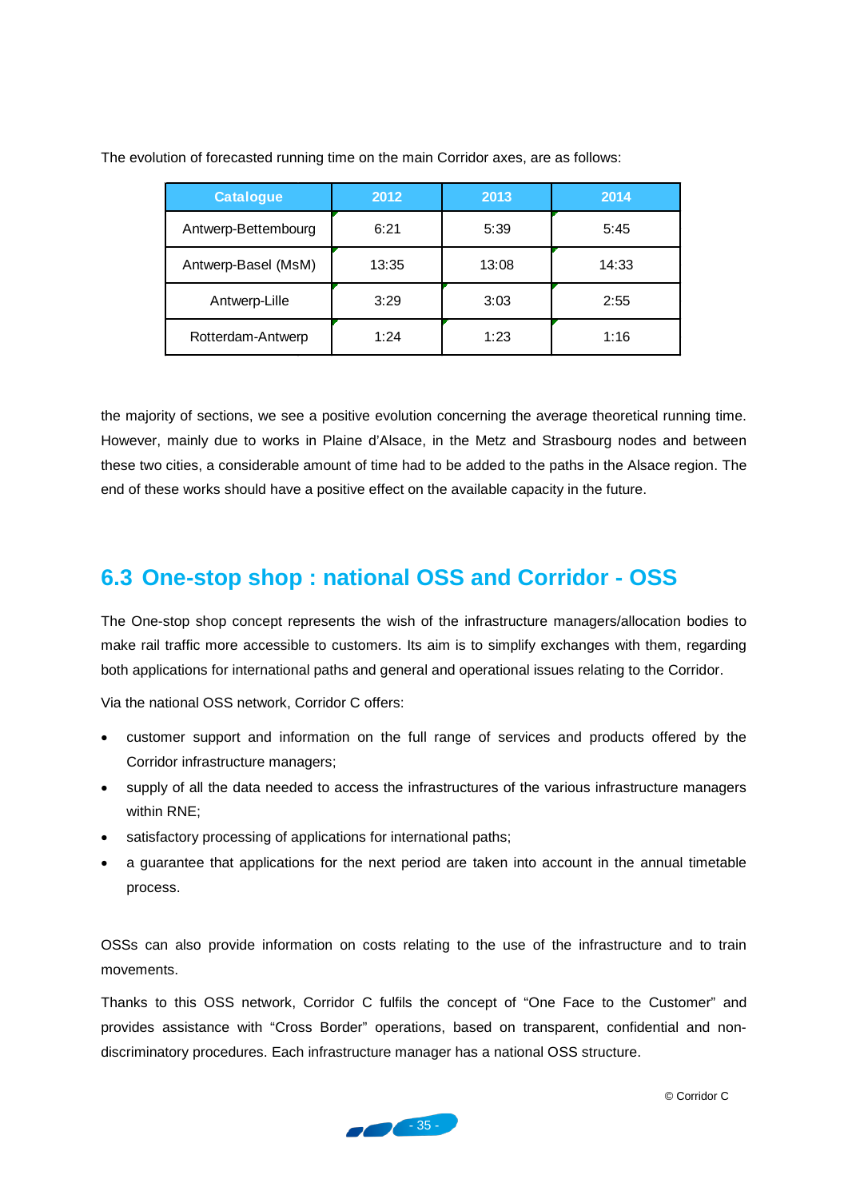The evolution of forecasted running time on the main Corridor axes, are as follows:

| Catalogue | 2012 | 2013 | 2014 |
|---|---|---|---|
| Antwerp-Bettembourg | 6:21 | 5:39 | 5:45 |
| Antwerp-Basel (MsM) | 13:35 | 13:08 | 14:33 |
| Antwerp-Lille | 3:29 | 3:03 | 2:55 |
| Rotterdam-Antwerp | 1:24 | 1:23 | 1:16 |

the majority of sections, we see a positive evolution concerning the average theoretical running time. However, mainly due to works in Plaine d'Alsace, in the Metz and Strasbourg nodes and between these two cities, a considerable amount of time had to be added to the paths in the Alsace region. The end of these works should have a positive effect on the available capacity in the future.

## 6.3 One-stop shop : national OSS and Corridor - OSS

The One-stop shop concept represents the wish of the infrastructure managers/allocation bodies to make rail traffic more accessible to customers. Its aim is to simplify exchanges with them, regarding both applications for international paths and general and operational issues relating to the Corridor.

Via the national OSS network, Corridor C offers:

- customer support and information on the full range of services and products offered by the Corridor infrastructure managers;
- supply of all the data needed to access the infrastructures of the various infrastructure managers within RNE;
- satisfactory processing of applications for international paths;
- a guarantee that applications for the next period are taken into account in the annual timetable process.

OSSs can also provide information on costs relating to the use of the infrastructure and to train movements.

Thanks to this OSS network, Corridor C fulfils the concept of "One Face to the Customer" and provides assistance with "Cross Border" operations, based on transparent, confidential and non-discriminatory procedures. Each infrastructure manager has a national OSS structure.

© Corridor C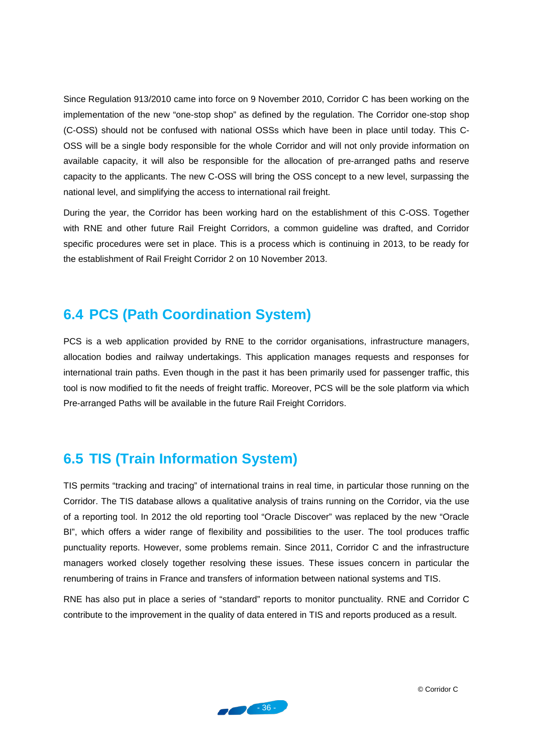Since Regulation 913/2010 came into force on 9 November 2010, Corridor C has been working on the implementation of the new "one-stop shop" as defined by the regulation. The Corridor one-stop shop (C-OSS) should not be confused with national OSSs which have been in place until today. This C-OSS will be a single body responsible for the whole Corridor and will not only provide information on available capacity, it will also be responsible for the allocation of pre-arranged paths and reserve capacity to the applicants. The new C-OSS will bring the OSS concept to a new level, surpassing the national level, and simplifying the access to international rail freight.

During the year, the Corridor has been working hard on the establishment of this C-OSS. Together with RNE and other future Rail Freight Corridors, a common guideline was drafted, and Corridor specific procedures were set in place. This is a process which is continuing in 2013, to be ready for the establishment of Rail Freight Corridor 2 on 10 November 2013.

## 6.4 PCS (Path Coordination System)

PCS is a web application provided by RNE to the corridor organisations, infrastructure managers, allocation bodies and railway undertakings. This application manages requests and responses for international train paths. Even though in the past it has been primarily used for passenger traffic, this tool is now modified to fit the needs of freight traffic. Moreover, PCS will be the sole platform via which Pre-arranged Paths will be available in the future Rail Freight Corridors.

## 6.5 TIS (Train Information System)

TIS permits "tracking and tracing" of international trains in real time, in particular those running on the Corridor. The TIS database allows a qualitative analysis of trains running on the Corridor, via the use of a reporting tool. In 2012 the old reporting tool "Oracle Discover" was replaced by the new "Oracle BI", which offers a wider range of flexibility and possibilities to the user. The tool produces traffic punctuality reports. However, some problems remain. Since 2011, Corridor C and the infrastructure managers worked closely together resolving these issues. These issues concern in particular the renumbering of trains in France and transfers of information between national systems and TIS.

RNE has also put in place a series of "standard" reports to monitor punctuality. RNE and Corridor C contribute to the improvement in the quality of data entered in TIS and reports produced as a result.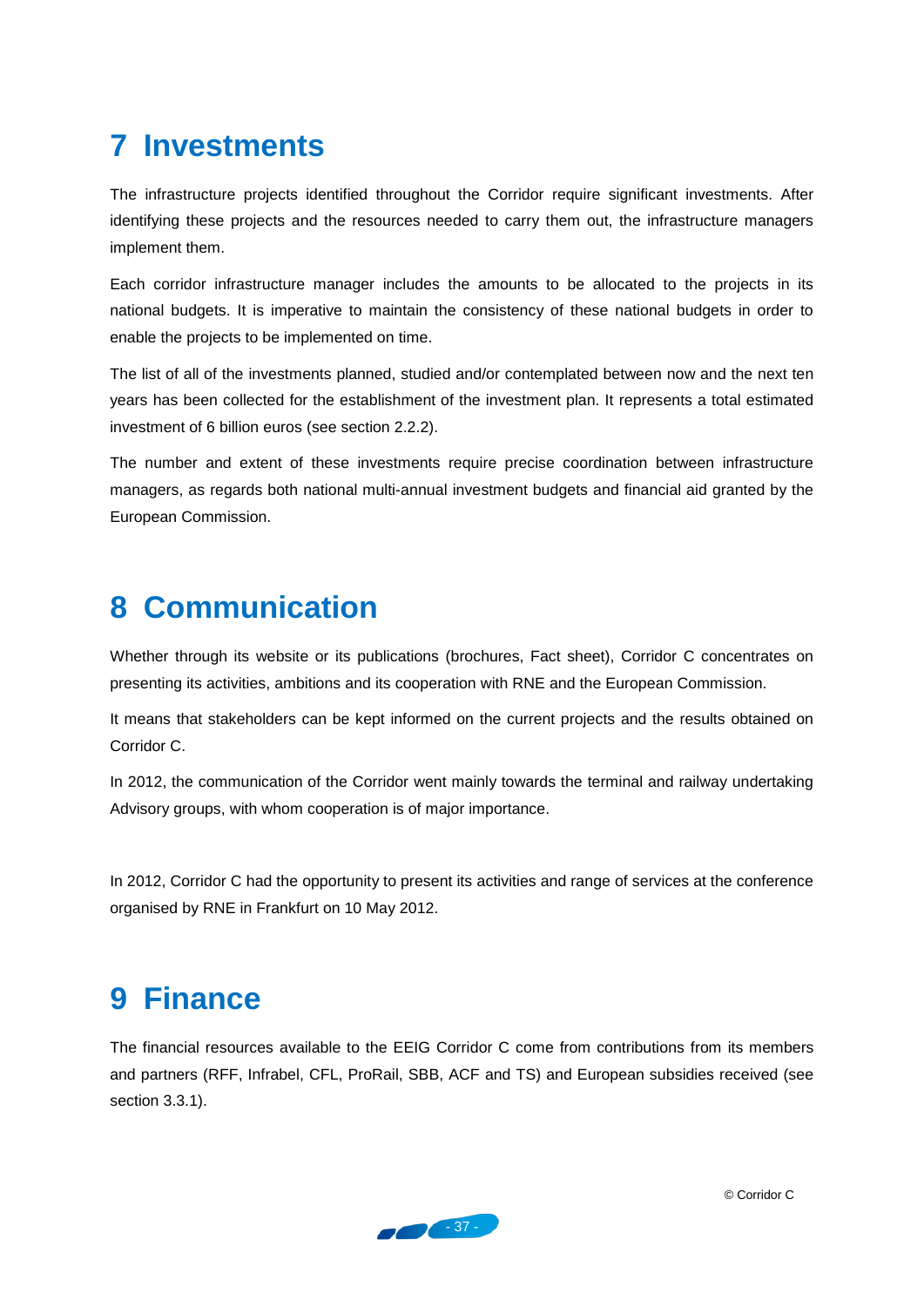# 7 Investments

The infrastructure projects identified throughout the Corridor require significant investments. After identifying these projects and the resources needed to carry them out, the infrastructure managers implement them.

Each corridor infrastructure manager includes the amounts to be allocated to the projects in its national budgets. It is imperative to maintain the consistency of these national budgets in order to enable the projects to be implemented on time.

The list of all of the investments planned, studied and/or contemplated between now and the next ten years has been collected for the establishment of the investment plan. It represents a total estimated investment of 6 billion euros (see section 2.2.2).

The number and extent of these investments require precise coordination between infrastructure managers, as regards both national multi-annual investment budgets and financial aid granted by the European Commission.

# 8 Communication

Whether through its website or its publications (brochures, Fact sheet), Corridor C concentrates on presenting its activities, ambitions and its cooperation with RNE and the European Commission.

It means that stakeholders can be kept informed on the current projects and the results obtained on Corridor C.

In 2012, the communication of the Corridor went mainly towards the terminal and railway undertaking Advisory groups, with whom cooperation is of major importance.

In 2012, Corridor C had the opportunity to present its activities and range of services at the conference organised by RNE in Frankfurt on 10 May 2012.

# 9 Finance

The financial resources available to the EEIG Corridor C come from contributions from its members and partners (RFF, Infrabel, CFL, ProRail, SBB, ACF and TS) and European subsidies received (see section 3.3.1).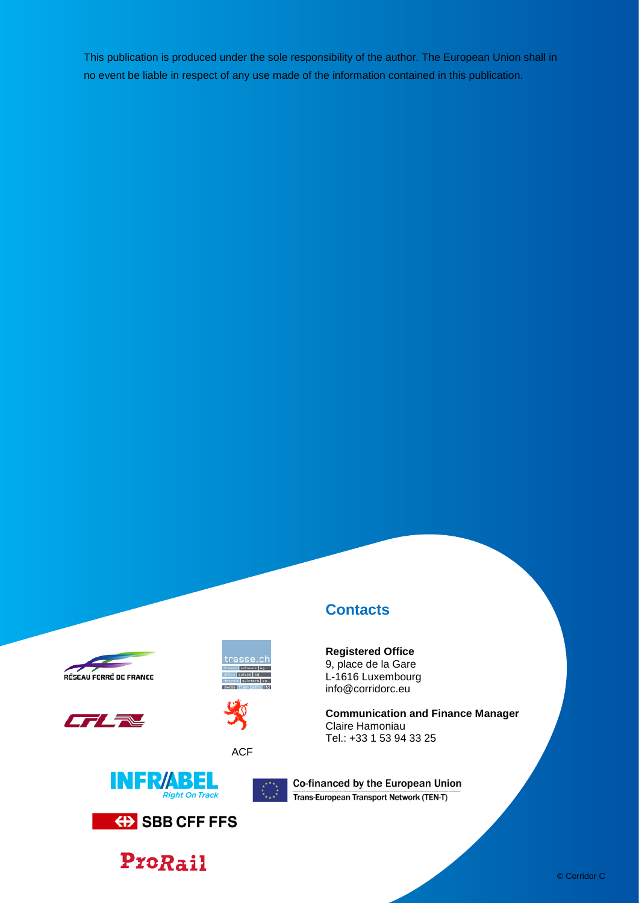This publication is produced under the sole responsibility of the author. The European Union shall in no event be liable in respect of any use made of the information contained in this publication.

## Contacts

**Registered Office**
9, place de la Gare
L-1616 Luxembourg
info@corridorc.eu

**Communication and Finance Manager**
Claire Hamoniau
Tel.: +33 1 53 94 33 25

RÉSEAU FERRÉ DE FRANCE

trasse.ch

ACF

Co-financed by the European Union
Trans-European Transport Network (TEN-T)

INFRABEL Right On Track

SBB CFF FFS

ProRail

© Corridor C